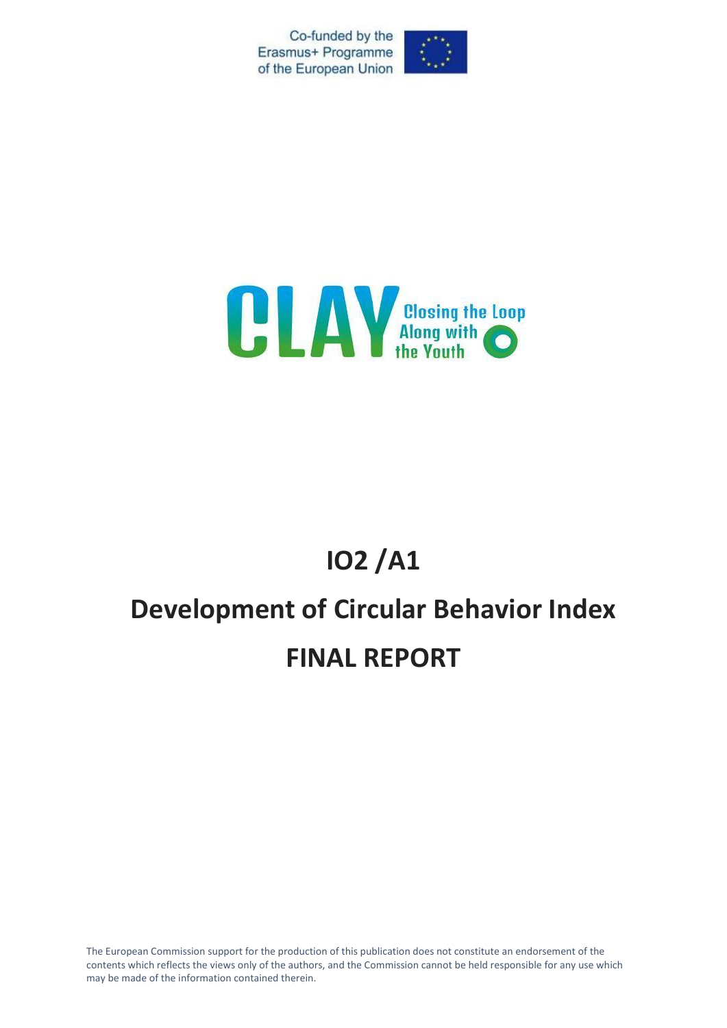Co-funded by the Erasmus+ Programme of the European Union

CLAY Closing the Loop Along with the Youth

# IO2 /A1

# Development of Circular Behavior Index

# FINAL REPORT

The European Commission support for the production of this publication does not constitute an endorsement of the contents which reflects the views only of the authors, and the Commission cannot be held responsible for any use which may be made of the information contained therein.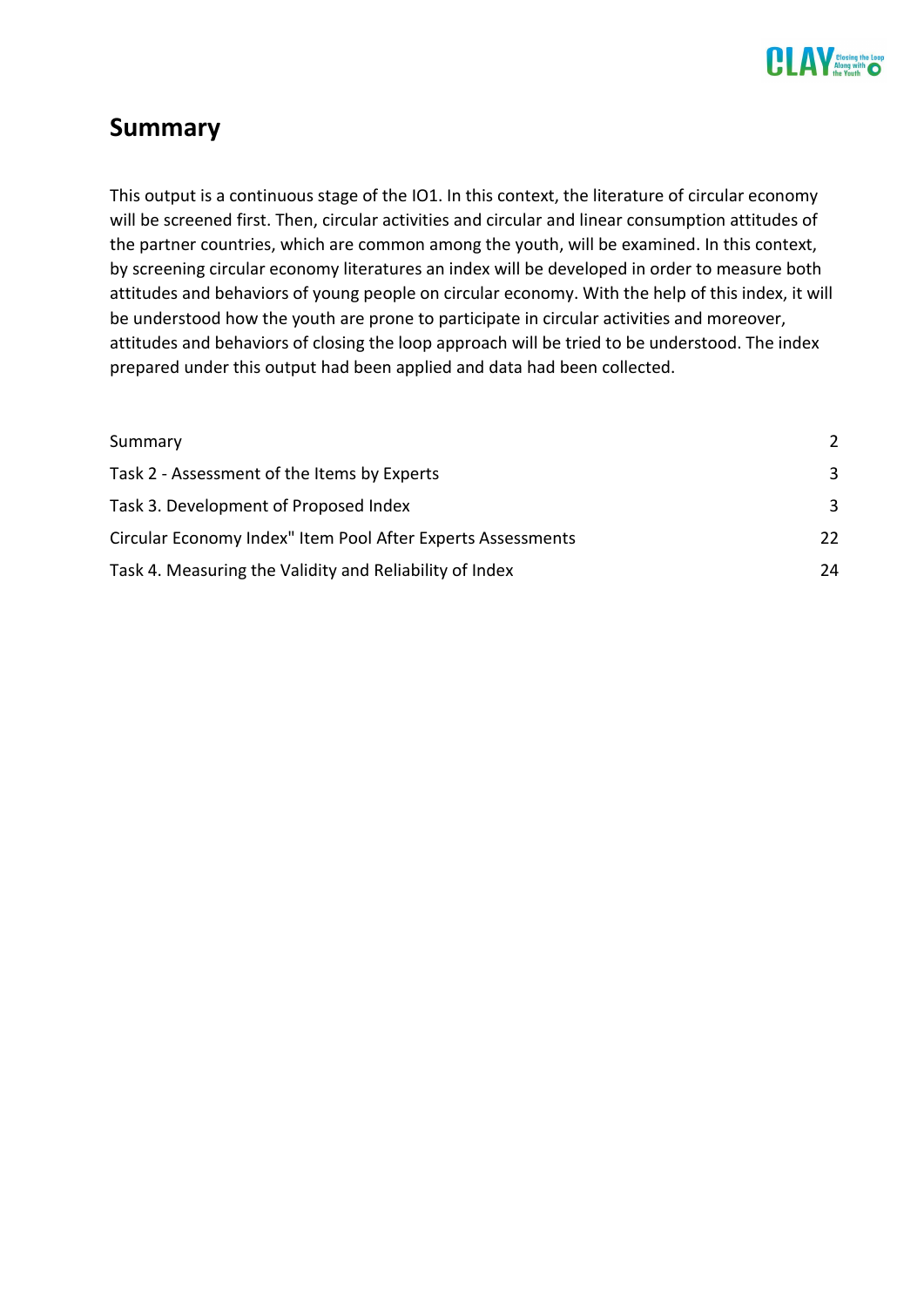## Summary

This output is a continuous stage of the IO1. In this context, the literature of circular economy will be screened first. Then, circular activities and circular and linear consumption attitudes of the partner countries, which are common among the youth, will be examined. In this context, by screening circular economy literatures an index will be developed in order to measure both attitudes and behaviors of young people on circular economy. With the help of this index, it will be understood how the youth are prone to participate in circular activities and moreover, attitudes and behaviors of closing the loop approach will be tried to be understood. The index prepared under this output had been applied and data had been collected.

| | |
|---|---|
| Summary | 2 |
| Task 2 - Assessment of the Items by Experts | 3 |
| Task 3. Development of Proposed Index | 3 |
| Circular Economy Index" Item Pool After Experts Assessments | 22 |
| Task 4. Measuring the Validity and Reliability of Index | 24 |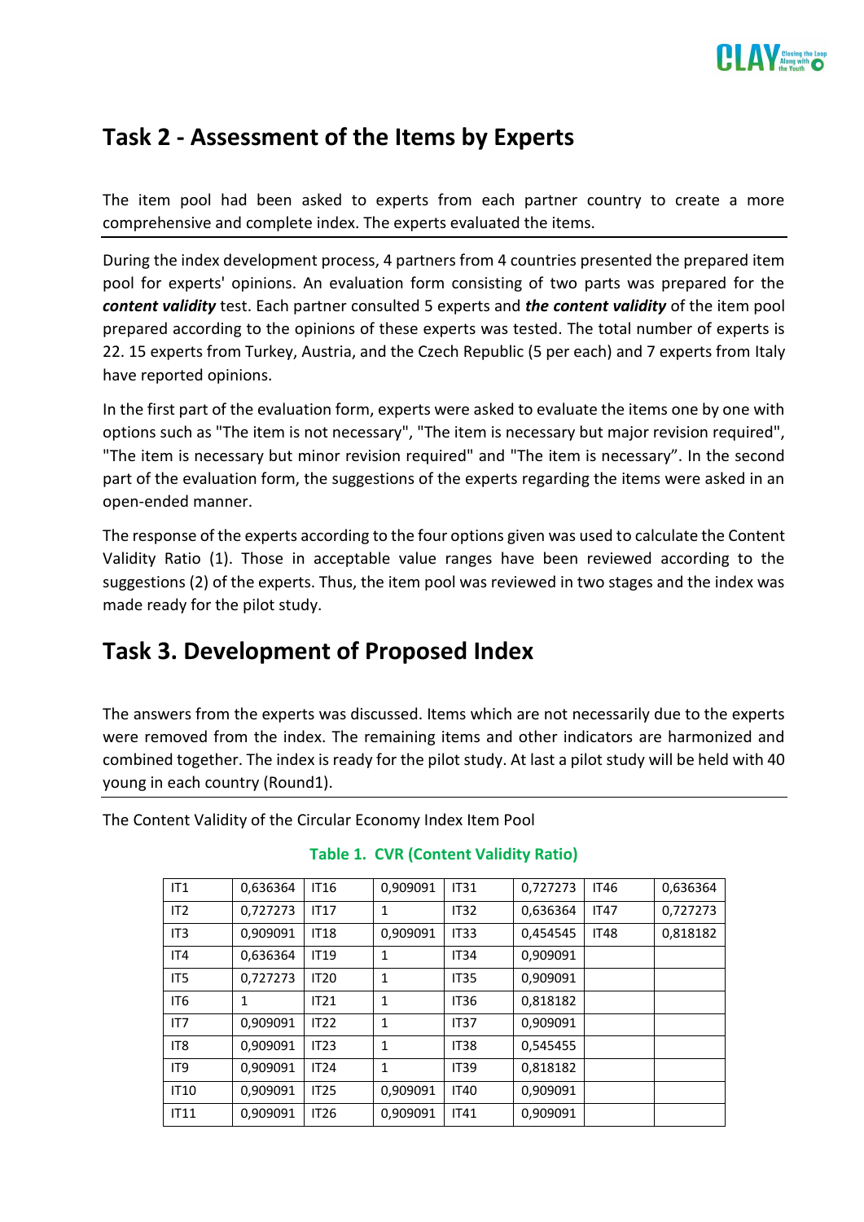## Task 2 - Assessment of the Items by Experts

The item pool had been asked to experts from each partner country to create a more comprehensive and complete index. The experts evaluated the items.

During the index development process, 4 partners from 4 countries presented the prepared item pool for experts' opinions. An evaluation form consisting of two parts was prepared for the ***content validity*** test. Each partner consulted 5 experts and ***the content validity*** of the item pool prepared according to the opinions of these experts was tested. The total number of experts is 22. 15 experts from Turkey, Austria, and the Czech Republic (5 per each) and 7 experts from Italy have reported opinions.

In the first part of the evaluation form, experts were asked to evaluate the items one by one with options such as "The item is not necessary", "The item is necessary but major revision required", "The item is necessary but minor revision required" and "The item is necessary”. In the second part of the evaluation form, the suggestions of the experts regarding the items were asked in an open-ended manner.

The response of the experts according to the four options given was used to calculate the Content Validity Ratio (1). Those in acceptable value ranges have been reviewed according to the suggestions (2) of the experts. Thus, the item pool was reviewed in two stages and the index was made ready for the pilot study.

## Task 3. Development of Proposed Index

The answers from the experts was discussed. Items which are not necessarily due to the experts were removed from the index. The remaining items and other indicators are harmonized and combined together. The index is ready for the pilot study. At last a pilot study will be held with 40 young in each country (Round1).

The Content Validity of the Circular Economy Index Item Pool

**Table 1. CVR (Content Validity Ratio)**

| | | | | | | | |
|---|---|---|---|---|---|---|---|
| IT1 | 0,636364 | IT16 | 0,909091 | IT31 | 0,727273 | IT46 | 0,636364 |
| IT2 | 0,727273 | IT17 | 1 | IT32 | 0,636364 | IT47 | 0,727273 |
| IT3 | 0,909091 | IT18 | 0,909091 | IT33 | 0,454545 | IT48 | 0,818182 |
| IT4 | 0,636364 | IT19 | 1 | IT34 | 0,909091 | | |
| IT5 | 0,727273 | IT20 | 1 | IT35 | 0,909091 | | |
| IT6 | 1 | IT21 | 1 | IT36 | 0,818182 | | |
| IT7 | 0,909091 | IT22 | 1 | IT37 | 0,909091 | | |
| IT8 | 0,909091 | IT23 | 1 | IT38 | 0,545455 | | |
| IT9 | 0,909091 | IT24 | 1 | IT39 | 0,818182 | | |
| IT10 | 0,909091 | IT25 | 0,909091 | IT40 | 0,909091 | | |
| IT11 | 0,909091 | IT26 | 0,909091 | IT41 | 0,909091 | | |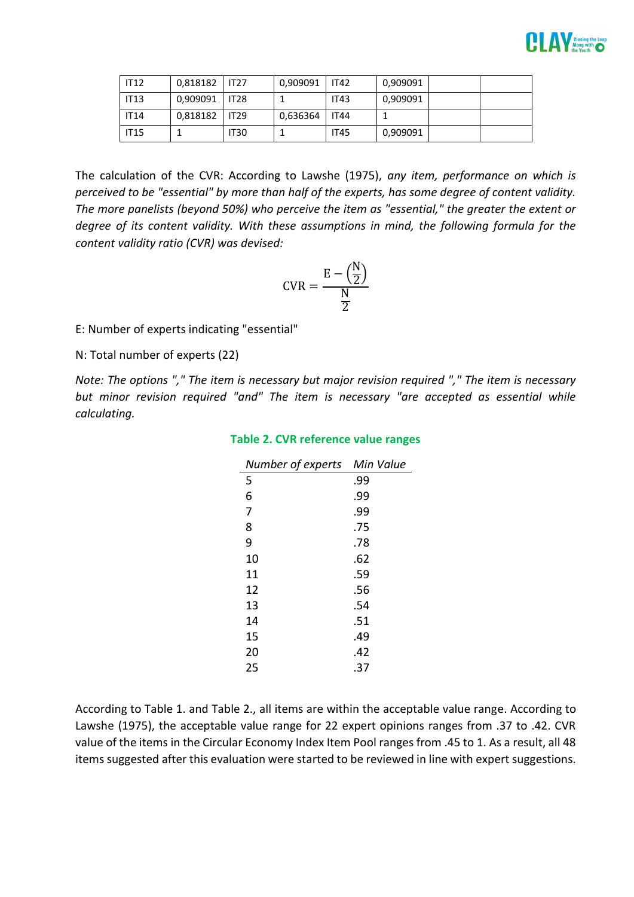| IT12 | 0,818182 | IT27 | 0,909091 | IT42 | 0,909091 | | |
|---|---|---|---|---|---|---|---|
| IT13 | 0,909091 | IT28 | 1 | IT43 | 0,909091 | | |
| IT14 | 0,818182 | IT29 | 0,636364 | IT44 | 1 | | |
| IT15 | 1 | IT30 | 1 | IT45 | 0,909091 | | |

The calculation of the CVR: According to Lawshe (1975), *any item, performance on which is perceived to be "essential" by more than half of the experts, has some degree of content validity. The more panelists (beyond 50%) who perceive the item as "essential," the greater the extent or degree of its content validity. With these assumptions in mind, the following formula for the content validity ratio (CVR) was devised:*

$$\mathrm{CVR} = \frac{\mathrm{E} - \left(\frac{\mathrm{N}}{2}\right)}{\frac{\mathrm{N}}{2}}$$

E: Number of experts indicating "essential"

N: Total number of experts (22)

*Note: The options "," The item is necessary but major revision required "," The item is necessary but minor revision required "and" The item is necessary "are accepted as essential while calculating.*

**Table 2. CVR reference value ranges**

| *Number of experts* | *Min Value* |
|---|---|
| 5 | .99 |
| 6 | .99 |
| 7 | .99 |
| 8 | .75 |
| 9 | .78 |
| 10 | .62 |
| 11 | .59 |
| 12 | .56 |
| 13 | .54 |
| 14 | .51 |
| 15 | .49 |
| 20 | .42 |
| 25 | .37 |

According to Table 1. and Table 2., all items are within the acceptable value range. According to Lawshe (1975), the acceptable value range for 22 expert opinions ranges from .37 to .42. CVR value of the items in the Circular Economy Index Item Pool ranges from .45 to 1. As a result, all 48 items suggested after this evaluation were started to be reviewed in line with expert suggestions.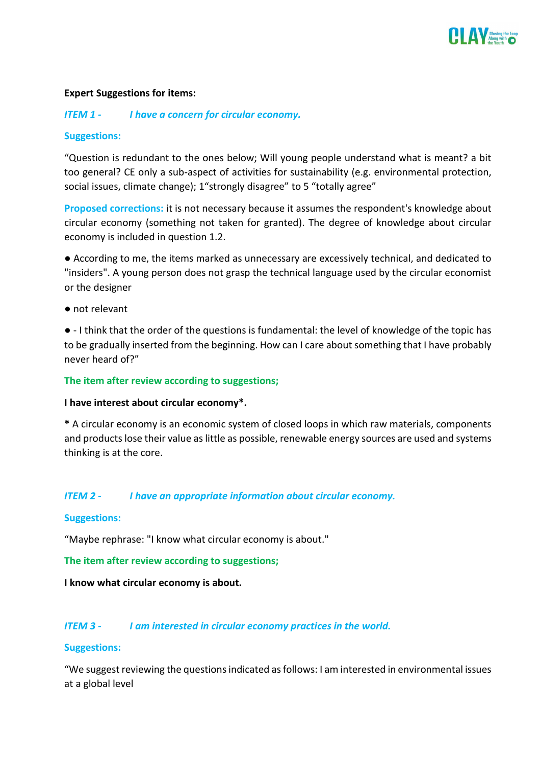**Expert Suggestions for items:**

***ITEM 1 - I have a concern for circular economy.***

**Suggestions:**

"Question is redundant to the ones below; Will young people understand what is meant? a bit too general? CE only a sub-aspect of activities for sustainability (e.g. environmental protection, social issues, climate change); 1"strongly disagree" to 5 "totally agree"

**Proposed corrections:** it is not necessary because it assumes the respondent's knowledge about circular economy (something not taken for granted). The degree of knowledge about circular economy is included in question 1.2.

● According to me, the items marked as unnecessary are excessively technical, and dedicated to "insiders". A young person does not grasp the technical language used by the circular economist or the designer

● not relevant

● - I think that the order of the questions is fundamental: the level of knowledge of the topic has to be gradually inserted from the beginning. How can I care about something that I have probably never heard of?"

**The item after review according to suggestions;**

**I have interest about circular economy*.**

**\*** A circular economy is an economic system of closed loops in which raw materials, components and products lose their value as little as possible, renewable energy sources are used and systems thinking is at the core.

***ITEM 2 - I have an appropriate information about circular economy.***

**Suggestions:**

"Maybe rephrase: "I know what circular economy is about."

**The item after review according to suggestions;**

**I know what circular economy is about.**

***ITEM 3 - I am interested in circular economy practices in the world.***

**Suggestions:**

"We suggest reviewing the questions indicated as follows: I am interested in environmental issues at a global level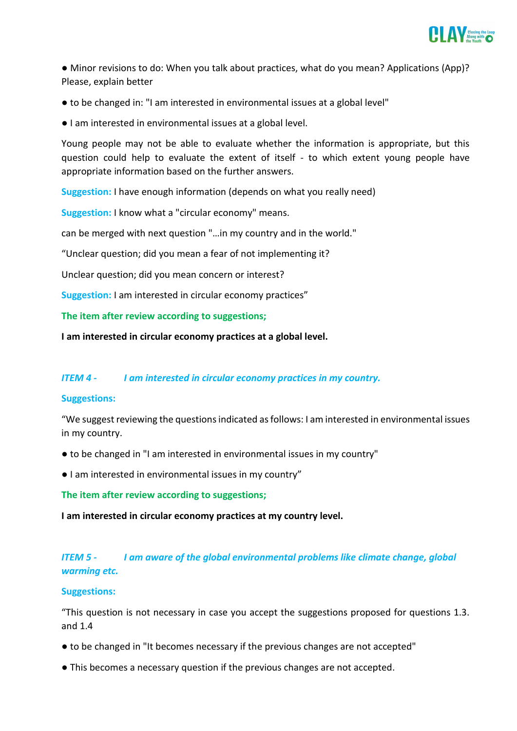● Minor revisions to do: When you talk about practices, what do you mean? Applications (App)? Please, explain better

● to be changed in: "I am interested in environmental issues at a global level"

● I am interested in environmental issues at a global level.

Young people may not be able to evaluate whether the information is appropriate, but this question could help to evaluate the extent of itself - to which extent young people have appropriate information based on the further answers.

**Suggestion:** I have enough information (depends on what you really need)

**Suggestion:** I know what a "circular economy" means.

can be merged with next question "…in my country and in the world."

“Unclear question; did you mean a fear of not implementing it?

Unclear question; did you mean concern or interest?

**Suggestion:** I am interested in circular economy practices”

**The item after review according to suggestions;**

**I am interested in circular economy practices at a global level.**

### *ITEM 4 - I am interested in circular economy practices in my country.*

**Suggestions:**

“We suggest reviewing the questions indicated as follows: I am interested in environmental issues in my country.

● to be changed in "I am interested in environmental issues in my country"

● I am interested in environmental issues in my country”

**The item after review according to suggestions;**

**I am interested in circular economy practices at my country level.**

### *ITEM 5 - I am aware of the global environmental problems like climate change, global warming etc.*

**Suggestions:**

“This question is not necessary in case you accept the suggestions proposed for questions 1.3. and 1.4

● to be changed in "It becomes necessary if the previous changes are not accepted"

● This becomes a necessary question if the previous changes are not accepted.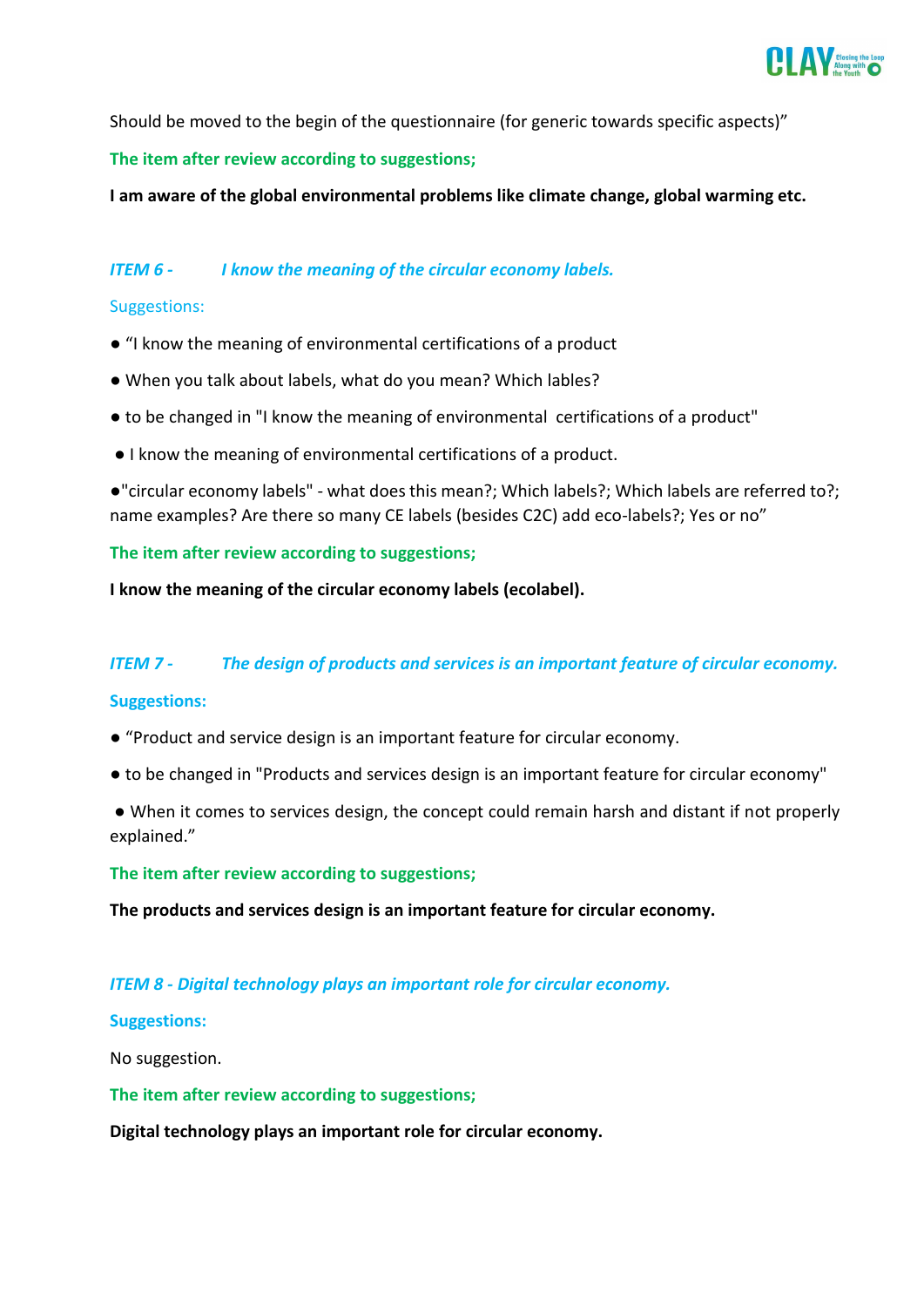Should be moved to the begin of the questionnaire (for generic towards specific aspects)"

**The item after review according to suggestions;**

**I am aware of the global environmental problems like climate change, global warming etc.**

### *ITEM 6 - I know the meaning of the circular economy labels.*

Suggestions:

- "I know the meaning of environmental certifications of a product
- When you talk about labels, what do you mean? Which lables?
- to be changed in "I know the meaning of environmental certifications of a product"
- I know the meaning of environmental certifications of a product.
- "circular economy labels" - what does this mean?; Which labels?; Which labels are referred to?; name examples? Are there so many CE labels (besides C2C) add eco-labels?; Yes or no"

**The item after review according to suggestions;**

**I know the meaning of the circular economy labels (ecolabel).**

### *ITEM 7 - The design of products and services is an important feature of circular economy.*

**Suggestions:**

- "Product and service design is an important feature for circular economy.
- to be changed in "Products and services design is an important feature for circular economy"
- When it comes to services design, the concept could remain harsh and distant if not properly explained."

**The item after review according to suggestions;**

**The products and services design is an important feature for circular economy.**

### *ITEM 8 - Digital technology plays an important role for circular economy.*

**Suggestions:**

No suggestion.

**The item after review according to suggestions;**

**Digital technology plays an important role for circular economy.**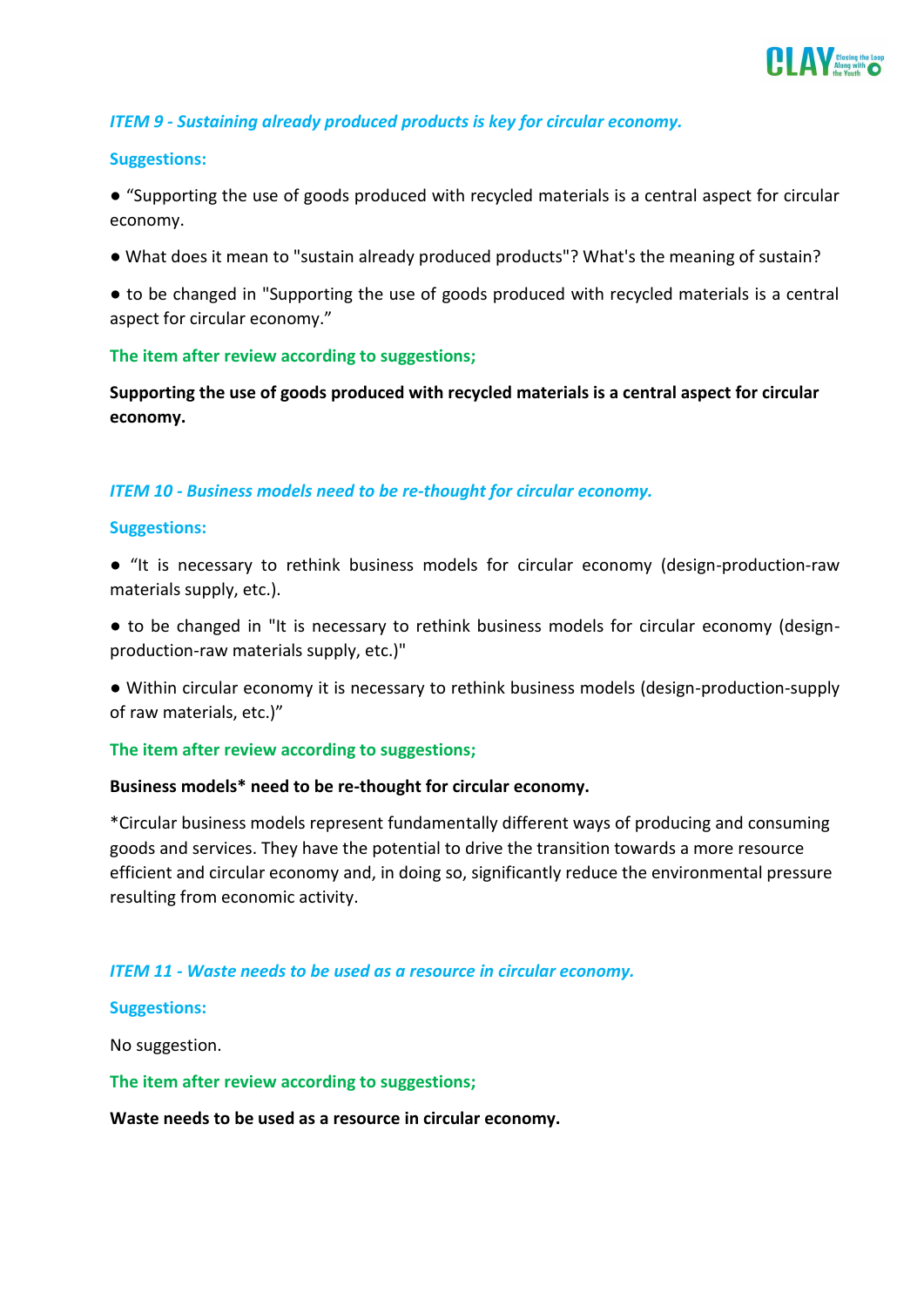### *ITEM 9 - Sustaining already produced products is key for circular economy.*

**Suggestions:**

● "Supporting the use of goods produced with recycled materials is a central aspect for circular economy.

● What does it mean to "sustain already produced products"? What's the meaning of sustain?

● to be changed in "Supporting the use of goods produced with recycled materials is a central aspect for circular economy."

**The item after review according to suggestions;**

**Supporting the use of goods produced with recycled materials is a central aspect for circular economy.**

### *ITEM 10 - Business models need to be re-thought for circular economy.*

**Suggestions:**

● "It is necessary to rethink business models for circular economy (design-production-raw materials supply, etc.).

● to be changed in "It is necessary to rethink business models for circular economy (design-production-raw materials supply, etc.)"

● Within circular economy it is necessary to rethink business models (design-production-supply of raw materials, etc.)"

**The item after review according to suggestions;**

**Business models* need to be re-thought for circular economy.**

*Circular business models represent fundamentally different ways of producing and consuming goods and services. They have the potential to drive the transition towards a more resource efficient and circular economy and, in doing so, significantly reduce the environmental pressure resulting from economic activity.

### *ITEM 11 - Waste needs to be used as a resource in circular economy.*

**Suggestions:**

No suggestion.

**The item after review according to suggestions;**

**Waste needs to be used as a resource in circular economy.**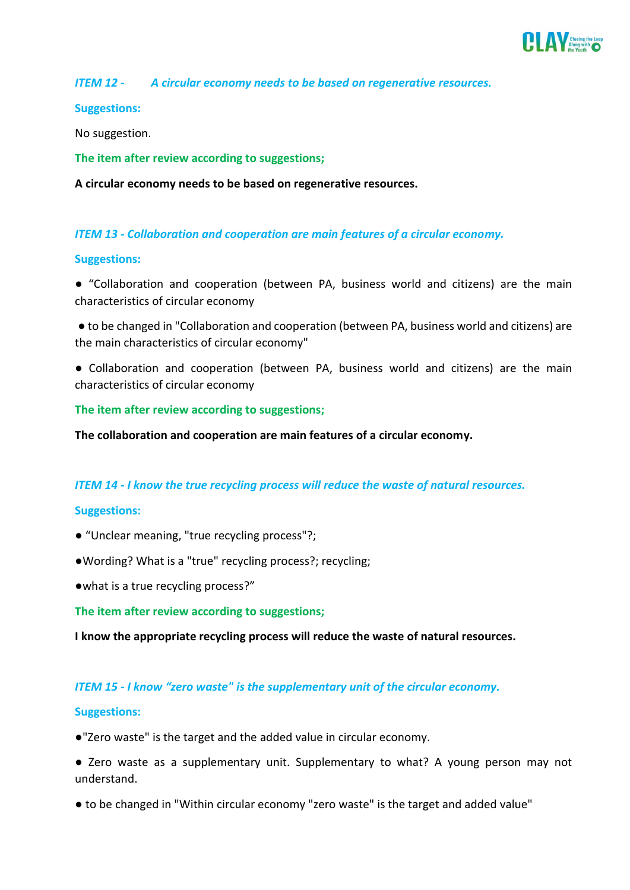*ITEM 12 - A circular economy needs to be based on regenerative resources.*

**Suggestions:**

No suggestion.

**The item after review according to suggestions;**

**A circular economy needs to be based on regenerative resources.**

*ITEM 13 - Collaboration and cooperation are main features of a circular economy.*

**Suggestions:**

- "Collaboration and cooperation (between PA, business world and citizens) are the main characteristics of circular economy
- to be changed in "Collaboration and cooperation (between PA, business world and citizens) are the main characteristics of circular economy"
- Collaboration and cooperation (between PA, business world and citizens) are the main characteristics of circular economy

**The item after review according to suggestions;**

**The collaboration and cooperation are main features of a circular economy.**

*ITEM 14 - I know the true recycling process will reduce the waste of natural resources.*

**Suggestions:**

- "Unclear meaning, "true recycling process"?;
- Wording? What is a "true" recycling process?; recycling;
- what is a true recycling process?"

**The item after review according to suggestions;**

**I know the appropriate recycling process will reduce the waste of natural resources.**

*ITEM 15 - I know "zero waste" is the supplementary unit of the circular economy.*

**Suggestions:**

- "Zero waste" is the target and the added value in circular economy.
- Zero waste as a supplementary unit. Supplementary to what? A young person may not understand.
- to be changed in "Within circular economy "zero waste" is the target and added value"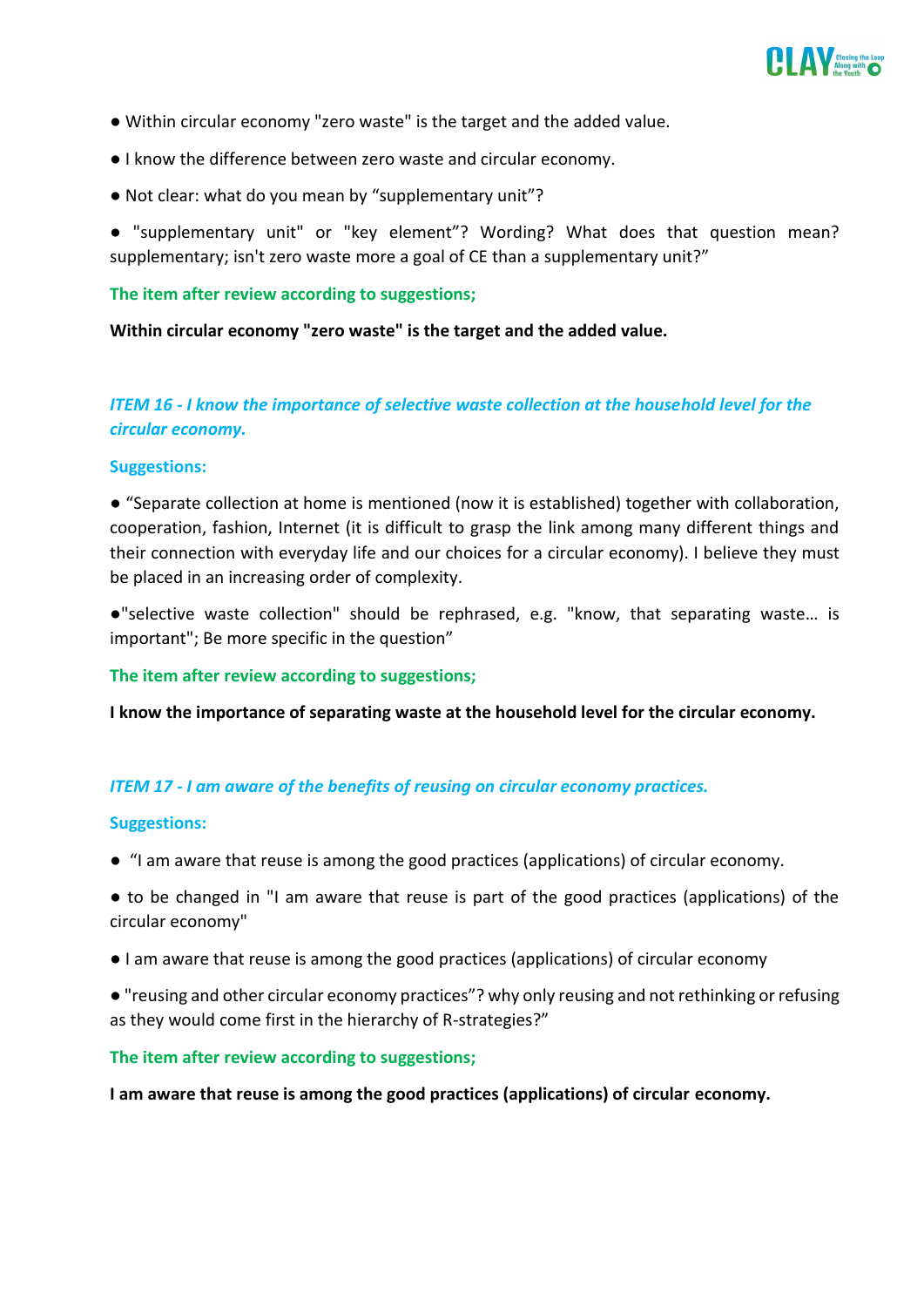- Within circular economy "zero waste" is the target and the added value.
- I know the difference between zero waste and circular economy.
- Not clear: what do you mean by “supplementary unit”?
- "supplementary unit" or "key element”? Wording? What does that question mean? supplementary; isn't zero waste more a goal of CE than a supplementary unit?”

**The item after review according to suggestions;**

**Within circular economy "zero waste" is the target and the added value.**

### *ITEM 16 - I know the importance of selective waste collection at the household level for the circular economy.*

**Suggestions:**

- “Separate collection at home is mentioned (now it is established) together with collaboration, cooperation, fashion, Internet (it is difficult to grasp the link among many different things and their connection with everyday life and our choices for a circular economy). I believe they must be placed in an increasing order of complexity.
- "selective waste collection" should be rephrased, e.g. "know, that separating waste… is important"; Be more specific in the question”

**The item after review according to suggestions;**

**I know the importance of separating waste at the household level for the circular economy.**

### *ITEM 17 - I am aware of the benefits of reusing on circular economy practices.*

**Suggestions:**

- “I am aware that reuse is among the good practices (applications) of circular economy.
- to be changed in "I am aware that reuse is part of the good practices (applications) of the circular economy"
- I am aware that reuse is among the good practices (applications) of circular economy
- "reusing and other circular economy practices”? why only reusing and not rethinking or refusing as they would come first in the hierarchy of R-strategies?”

**The item after review according to suggestions;**

**I am aware that reuse is among the good practices (applications) of circular economy.**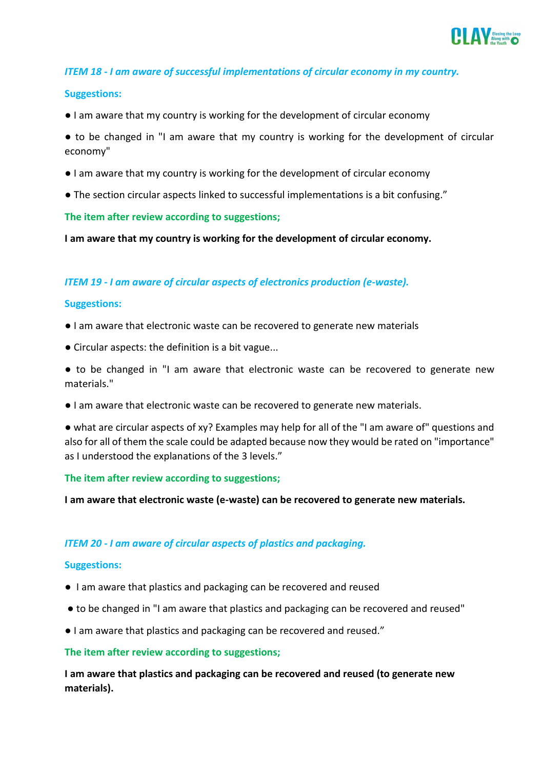***ITEM 18 - I am aware of successful implementations of circular economy in my country.***

**Suggestions:**

● I am aware that my country is working for the development of circular economy

● to be changed in "I am aware that my country is working for the development of circular economy"

● I am aware that my country is working for the development of circular economy

● The section circular aspects linked to successful implementations is a bit confusing."

**The item after review according to suggestions;**

**I am aware that my country is working for the development of circular economy.**

***ITEM 19 - I am aware of circular aspects of electronics production (e-waste).***

**Suggestions:**

● I am aware that electronic waste can be recovered to generate new materials

● Circular aspects: the definition is a bit vague...

● to be changed in "I am aware that electronic waste can be recovered to generate new materials."

● I am aware that electronic waste can be recovered to generate new materials.

● what are circular aspects of xy? Examples may help for all of the "I am aware of" questions and also for all of them the scale could be adapted because now they would be rated on "importance" as I understood the explanations of the 3 levels."

**The item after review according to suggestions;**

**I am aware that electronic waste (e-waste) can be recovered to generate new materials.**

***ITEM 20 - I am aware of circular aspects of plastics and packaging.***

**Suggestions:**

● I am aware that plastics and packaging can be recovered and reused

● to be changed in "I am aware that plastics and packaging can be recovered and reused"

● I am aware that plastics and packaging can be recovered and reused."

**The item after review according to suggestions;**

**I am aware that plastics and packaging can be recovered and reused (to generate new materials).**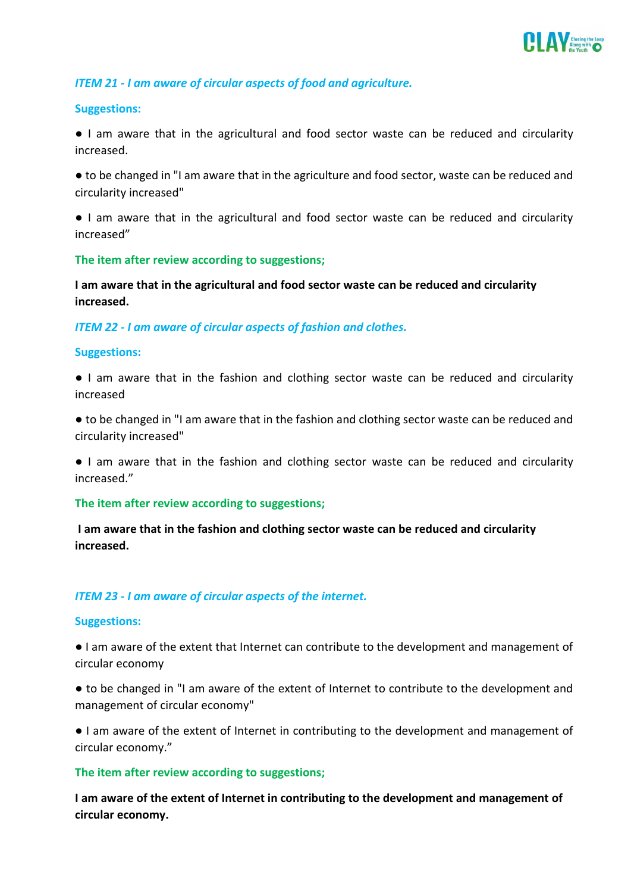***ITEM 21 - I am aware of circular aspects of food and agriculture.***

**Suggestions:**

- I am aware that in the agricultural and food sector waste can be reduced and circularity increased.
- to be changed in "I am aware that in the agriculture and food sector, waste can be reduced and circularity increased"
- I am aware that in the agricultural and food sector waste can be reduced and circularity increased"

**The item after review according to suggestions;**

**I am aware that in the agricultural and food sector waste can be reduced and circularity increased.**

***ITEM 22 - I am aware of circular aspects of fashion and clothes.***

**Suggestions:**

- I am aware that in the fashion and clothing sector waste can be reduced and circularity increased
- to be changed in "I am aware that in the fashion and clothing sector waste can be reduced and circularity increased"
- I am aware that in the fashion and clothing sector waste can be reduced and circularity increased."

**The item after review according to suggestions;**

**I am aware that in the fashion and clothing sector waste can be reduced and circularity increased.**

***ITEM 23 - I am aware of circular aspects of the internet.***

**Suggestions:**

- I am aware of the extent that Internet can contribute to the development and management of circular economy
- to be changed in "I am aware of the extent of Internet to contribute to the development and management of circular economy"
- I am aware of the extent of Internet in contributing to the development and management of circular economy."

**The item after review according to suggestions;**

**I am aware of the extent of Internet in contributing to the development and management of circular economy.**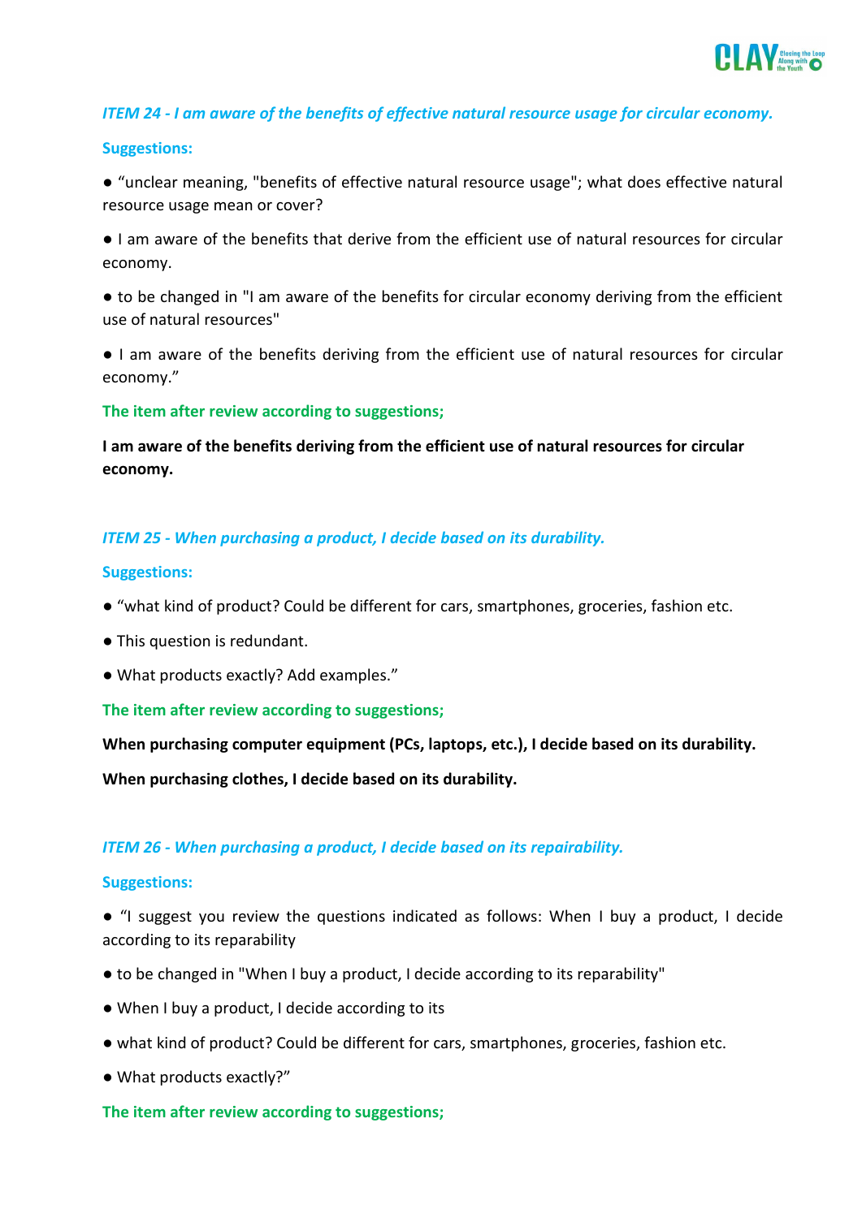*ITEM 24 - I am aware of the benefits of effective natural resource usage for circular economy.*

**Suggestions:**

- “unclear meaning, "benefits of effective natural resource usage"; what does effective natural resource usage mean or cover?
- I am aware of the benefits that derive from the efficient use of natural resources for circular economy.
- to be changed in "I am aware of the benefits for circular economy deriving from the efficient use of natural resources"
- I am aware of the benefits deriving from the efficient use of natural resources for circular economy.”

**The item after review according to suggestions;**

**I am aware of the benefits deriving from the efficient use of natural resources for circular economy.**

*ITEM 25 - When purchasing a product, I decide based on its durability.*

**Suggestions:**

- “what kind of product? Could be different for cars, smartphones, groceries, fashion etc.
- This question is redundant.
- What products exactly? Add examples.”

**The item after review according to suggestions;**

**When purchasing computer equipment (PCs, laptops, etc.), I decide based on its durability.**

**When purchasing clothes, I decide based on its durability.**

*ITEM 26 - When purchasing a product, I decide based on its repairability.*

**Suggestions:**

- “I suggest you review the questions indicated as follows: When I buy a product, I decide according to its reparability
- to be changed in "When I buy a product, I decide according to its reparability"
- When I buy a product, I decide according to its
- what kind of product? Could be different for cars, smartphones, groceries, fashion etc.
- What products exactly?”

**The item after review according to suggestions;**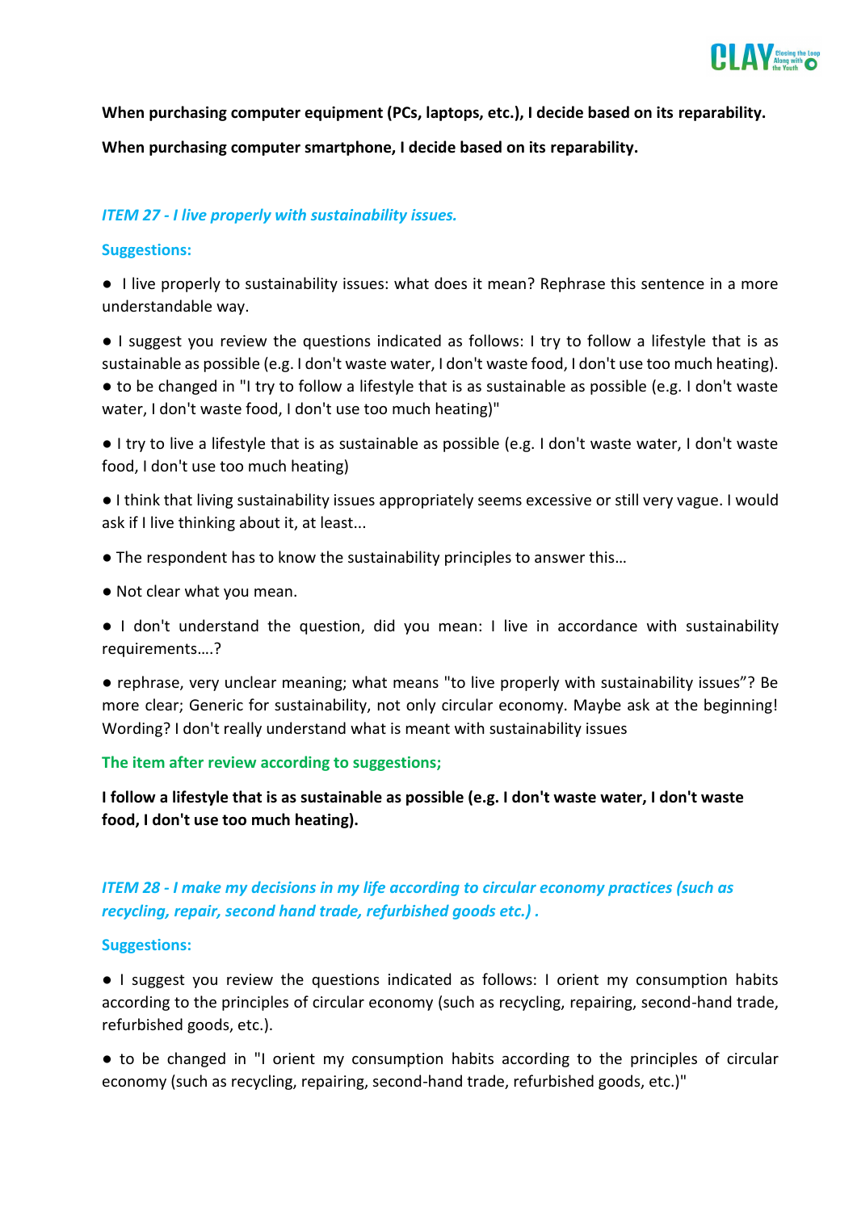**When purchasing computer equipment (PCs, laptops, etc.), I decide based on its reparability.**

**When purchasing computer smartphone, I decide based on its reparability.**

***ITEM 27 - I live properly with sustainability issues.***

**Suggestions:**

- I live properly to sustainability issues: what does it mean? Rephrase this sentence in a more understandable way.
- I suggest you review the questions indicated as follows: I try to follow a lifestyle that is as sustainable as possible (e.g. I don't waste water, I don't waste food, I don't use too much heating).
- to be changed in "I try to follow a lifestyle that is as sustainable as possible (e.g. I don't waste water, I don't waste food, I don't use too much heating)"
- I try to live a lifestyle that is as sustainable as possible (e.g. I don't waste water, I don't waste food, I don't use too much heating)
- I think that living sustainability issues appropriately seems excessive or still very vague. I would ask if I live thinking about it, at least...
- The respondent has to know the sustainability principles to answer this…
- Not clear what you mean.
- I don't understand the question, did you mean: I live in accordance with sustainability requirements….?
- rephrase, very unclear meaning; what means "to live properly with sustainability issues"? Be more clear; Generic for sustainability, not only circular economy. Maybe ask at the beginning! Wording? I don't really understand what is meant with sustainability issues

**The item after review according to suggestions;**

**I follow a lifestyle that is as sustainable as possible (e.g. I don't waste water, I don't waste food, I don't use too much heating).**

***ITEM 28 - I make my decisions in my life according to circular economy practices (such as recycling, repair, second hand trade, refurbished goods etc.) .***

**Suggestions:**

- I suggest you review the questions indicated as follows: I orient my consumption habits according to the principles of circular economy (such as recycling, repairing, second-hand trade, refurbished goods, etc.).
- to be changed in "I orient my consumption habits according to the principles of circular economy (such as recycling, repairing, second-hand trade, refurbished goods, etc.)"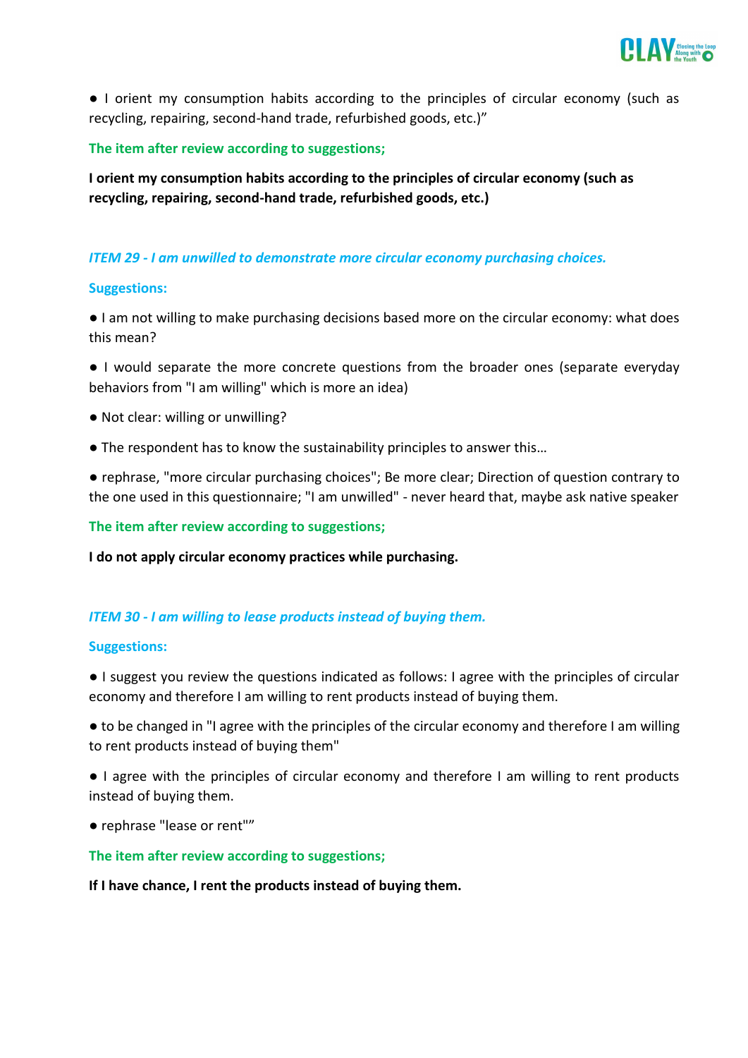● I orient my consumption habits according to the principles of circular economy (such as recycling, repairing, second-hand trade, refurbished goods, etc.)"

**The item after review according to suggestions;**

**I orient my consumption habits according to the principles of circular economy (such as recycling, repairing, second-hand trade, refurbished goods, etc.)**

***ITEM 29 - I am unwilled to demonstrate more circular economy purchasing choices.***

**Suggestions:**

● I am not willing to make purchasing decisions based more on the circular economy: what does this mean?

● I would separate the more concrete questions from the broader ones (separate everyday behaviors from "I am willing" which is more an idea)

● Not clear: willing or unwilling?

● The respondent has to know the sustainability principles to answer this…

● rephrase, "more circular purchasing choices"; Be more clear; Direction of question contrary to the one used in this questionnaire; "I am unwilled" - never heard that, maybe ask native speaker

**The item after review according to suggestions;**

**I do not apply circular economy practices while purchasing.**

***ITEM 30 - I am willing to lease products instead of buying them.***

**Suggestions:**

● I suggest you review the questions indicated as follows: I agree with the principles of circular economy and therefore I am willing to rent products instead of buying them.

● to be changed in "I agree with the principles of the circular economy and therefore I am willing to rent products instead of buying them"

● I agree with the principles of circular economy and therefore I am willing to rent products instead of buying them.

● rephrase "lease or rent""

**The item after review according to suggestions;**

**If I have chance, I rent the products instead of buying them.**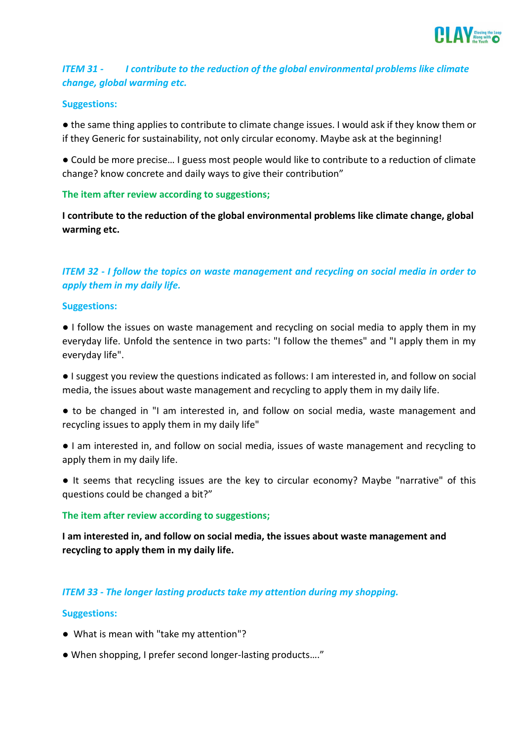### *ITEM 31 - I contribute to the reduction of the global environmental problems like climate change, global warming etc.*

**Suggestions:**

● the same thing applies to contribute to climate change issues. I would ask if they know them or if they Generic for sustainability, not only circular economy. Maybe ask at the beginning!

● Could be more precise… I guess most people would like to contribute to a reduction of climate change? know concrete and daily ways to give their contribution"

**The item after review according to suggestions;**

**I contribute to the reduction of the global environmental problems like climate change, global warming etc.**

### *ITEM 32 - I follow the topics on waste management and recycling on social media in order to apply them in my daily life.*

**Suggestions:**

● I follow the issues on waste management and recycling on social media to apply them in my everyday life. Unfold the sentence in two parts: "I follow the themes" and "I apply them in my everyday life".

● I suggest you review the questions indicated as follows: I am interested in, and follow on social media, the issues about waste management and recycling to apply them in my daily life.

● to be changed in "I am interested in, and follow on social media, waste management and recycling issues to apply them in my daily life"

● I am interested in, and follow on social media, issues of waste management and recycling to apply them in my daily life.

● It seems that recycling issues are the key to circular economy? Maybe "narrative" of this questions could be changed a bit?"

**The item after review according to suggestions;**

**I am interested in, and follow on social media, the issues about waste management and recycling to apply them in my daily life.**

### *ITEM 33 - The longer lasting products take my attention during my shopping.*

**Suggestions:**

● What is mean with "take my attention"?

● When shopping, I prefer second longer-lasting products…."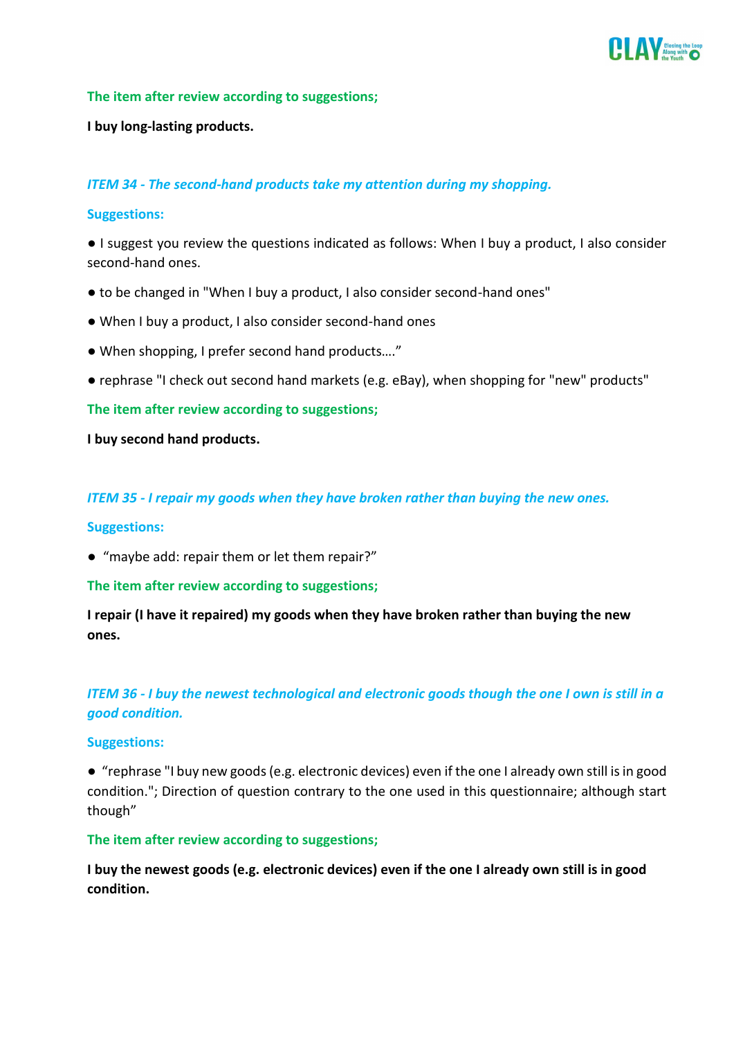**The item after review according to suggestions;**

**I buy long-lasting products.**

### *ITEM 34 - The second-hand products take my attention during my shopping.*

**Suggestions:**

- I suggest you review the questions indicated as follows: When I buy a product, I also consider second-hand ones.
- to be changed in "When I buy a product, I also consider second-hand ones"
- When I buy a product, I also consider second-hand ones
- When shopping, I prefer second hand products…."
- rephrase "I check out second hand markets (e.g. eBay), when shopping for "new" products"

**The item after review according to suggestions;**

**I buy second hand products.**

### *ITEM 35 - I repair my goods when they have broken rather than buying the new ones.*

**Suggestions:**

- "maybe add: repair them or let them repair?"

**The item after review according to suggestions;**

**I repair (I have it repaired) my goods when they have broken rather than buying the new ones.**

### *ITEM 36 - I buy the newest technological and electronic goods though the one I own is still in a good condition.*

**Suggestions:**

- "rephrase "I buy new goods (e.g. electronic devices) even if the one I already own still is in good condition."; Direction of question contrary to the one used in this questionnaire; although start though"

**The item after review according to suggestions;**

**I buy the newest goods (e.g. electronic devices) even if the one I already own still is in good condition.**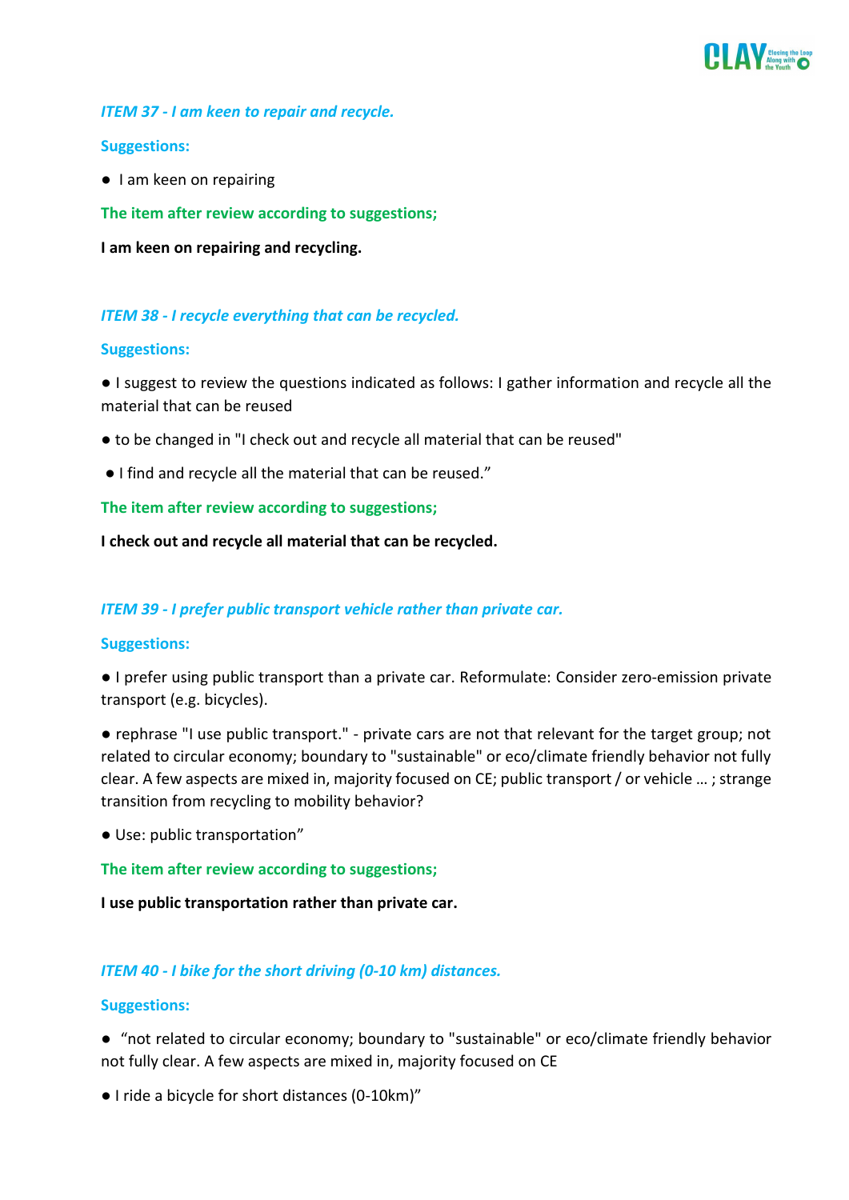*ITEM 37 - I am keen to repair and recycle.*

**Suggestions:**

- I am keen on repairing

**The item after review according to suggestions;**

**I am keen on repairing and recycling.**

*ITEM 38 - I recycle everything that can be recycled.*

**Suggestions:**

- I suggest to review the questions indicated as follows: I gather information and recycle all the material that can be reused
- to be changed in "I check out and recycle all material that can be reused"
- I find and recycle all the material that can be reused."

**The item after review according to suggestions;**

**I check out and recycle all material that can be recycled.**

*ITEM 39 - I prefer public transport vehicle rather than private car.*

**Suggestions:**

- I prefer using public transport than a private car. Reformulate: Consider zero-emission private transport (e.g. bicycles).
- rephrase "I use public transport." - private cars are not that relevant for the target group; not related to circular economy; boundary to "sustainable" or eco/climate friendly behavior not fully clear. A few aspects are mixed in, majority focused on CE; public transport / or vehicle … ; strange transition from recycling to mobility behavior?
- Use: public transportation"

**The item after review according to suggestions;**

**I use public transportation rather than private car.**

*ITEM 40 - I bike for the short driving (0-10 km) distances.*

**Suggestions:**

- "not related to circular economy; boundary to "sustainable" or eco/climate friendly behavior not fully clear. A few aspects are mixed in, majority focused on CE
- I ride a bicycle for short distances (0-10km)"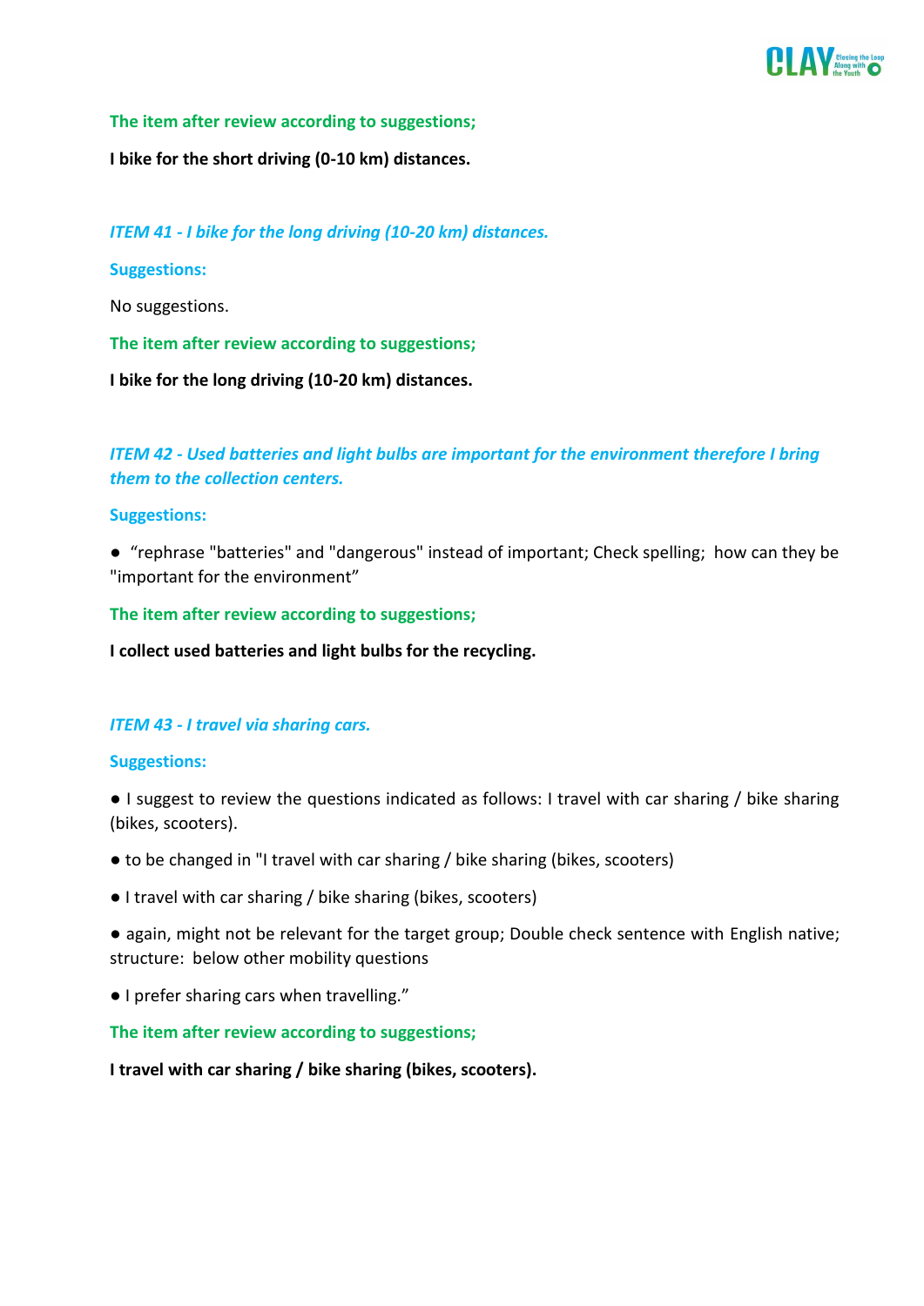**The item after review according to suggestions;**

**I bike for the short driving (0-10 km) distances.**

***ITEM 41 - I bike for the long driving (10-20 km) distances.***

**Suggestions:**

No suggestions.

**The item after review according to suggestions;**

**I bike for the long driving (10-20 km) distances.**

***ITEM 42 - Used batteries and light bulbs are important for the environment therefore I bring them to the collection centers.***

**Suggestions:**

● "rephrase "batteries" and "dangerous" instead of important; Check spelling; how can they be "important for the environment"

**The item after review according to suggestions;**

**I collect used batteries and light bulbs for the recycling.**

***ITEM 43 - I travel via sharing cars.***

**Suggestions:**

● I suggest to review the questions indicated as follows: I travel with car sharing / bike sharing (bikes, scooters).

● to be changed in "I travel with car sharing / bike sharing (bikes, scooters)

● I travel with car sharing / bike sharing (bikes, scooters)

● again, might not be relevant for the target group; Double check sentence with English native; structure: below other mobility questions

● I prefer sharing cars when travelling."

**The item after review according to suggestions;**

**I travel with car sharing / bike sharing (bikes, scooters).**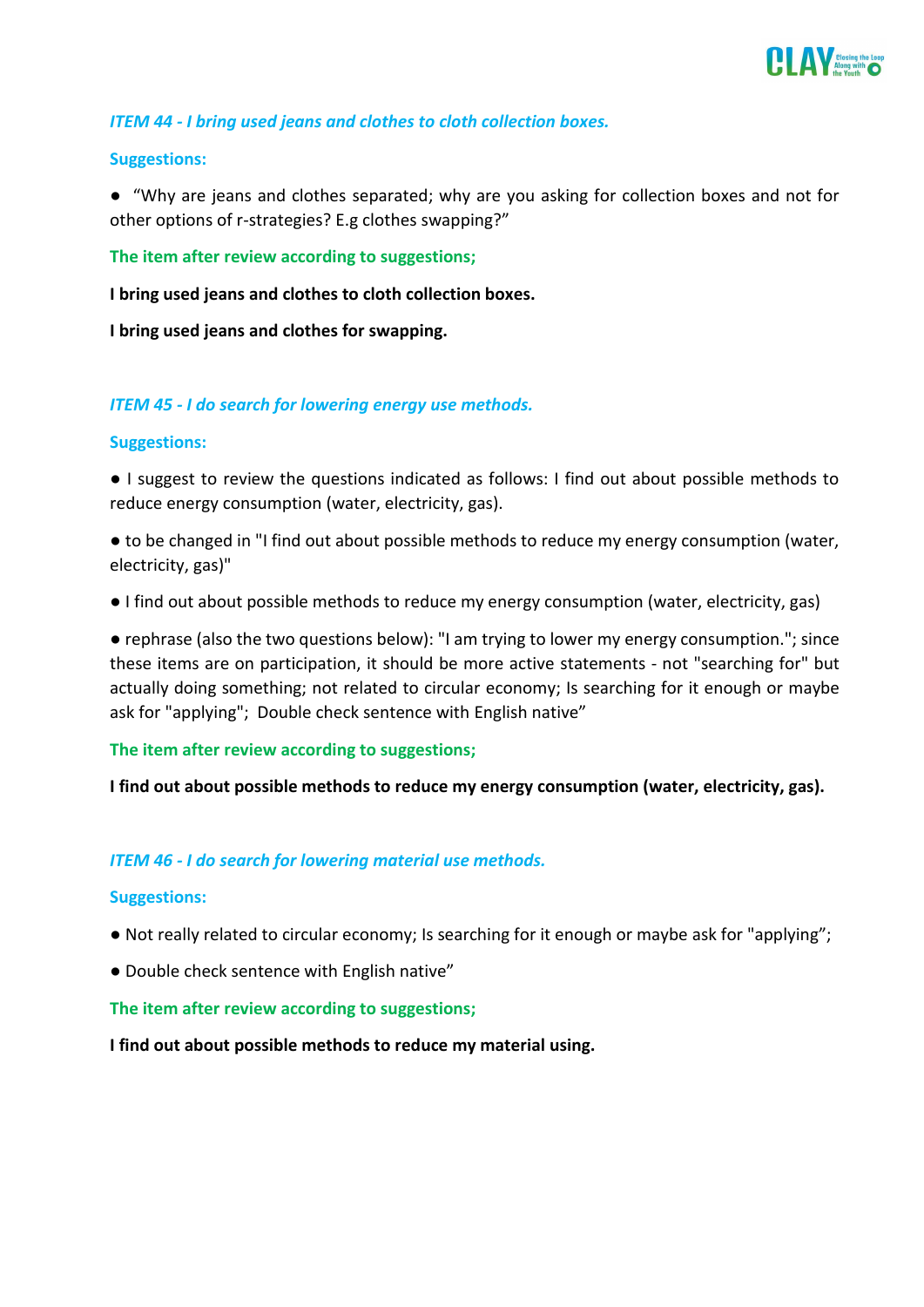***ITEM 44 - I bring used jeans and clothes to cloth collection boxes.***

**Suggestions:**

- "Why are jeans and clothes separated; why are you asking for collection boxes and not for other options of r-strategies? E.g clothes swapping?"

**The item after review according to suggestions;**

**I bring used jeans and clothes to cloth collection boxes.**

**I bring used jeans and clothes for swapping.**

***ITEM 45 - I do search for lowering energy use methods.***

**Suggestions:**

- I suggest to review the questions indicated as follows: I find out about possible methods to reduce energy consumption (water, electricity, gas).
- to be changed in "I find out about possible methods to reduce my energy consumption (water, electricity, gas)"
- I find out about possible methods to reduce my energy consumption (water, electricity, gas)
- rephrase (also the two questions below): "I am trying to lower my energy consumption."; since these items are on participation, it should be more active statements - not "searching for" but actually doing something; not related to circular economy; Is searching for it enough or maybe ask for "applying"; Double check sentence with English native"

**The item after review according to suggestions;**

**I find out about possible methods to reduce my energy consumption (water, electricity, gas).**

***ITEM 46 - I do search for lowering material use methods.***

**Suggestions:**

- Not really related to circular economy; Is searching for it enough or maybe ask for "applying";
- Double check sentence with English native"

**The item after review according to suggestions;**

**I find out about possible methods to reduce my material using.**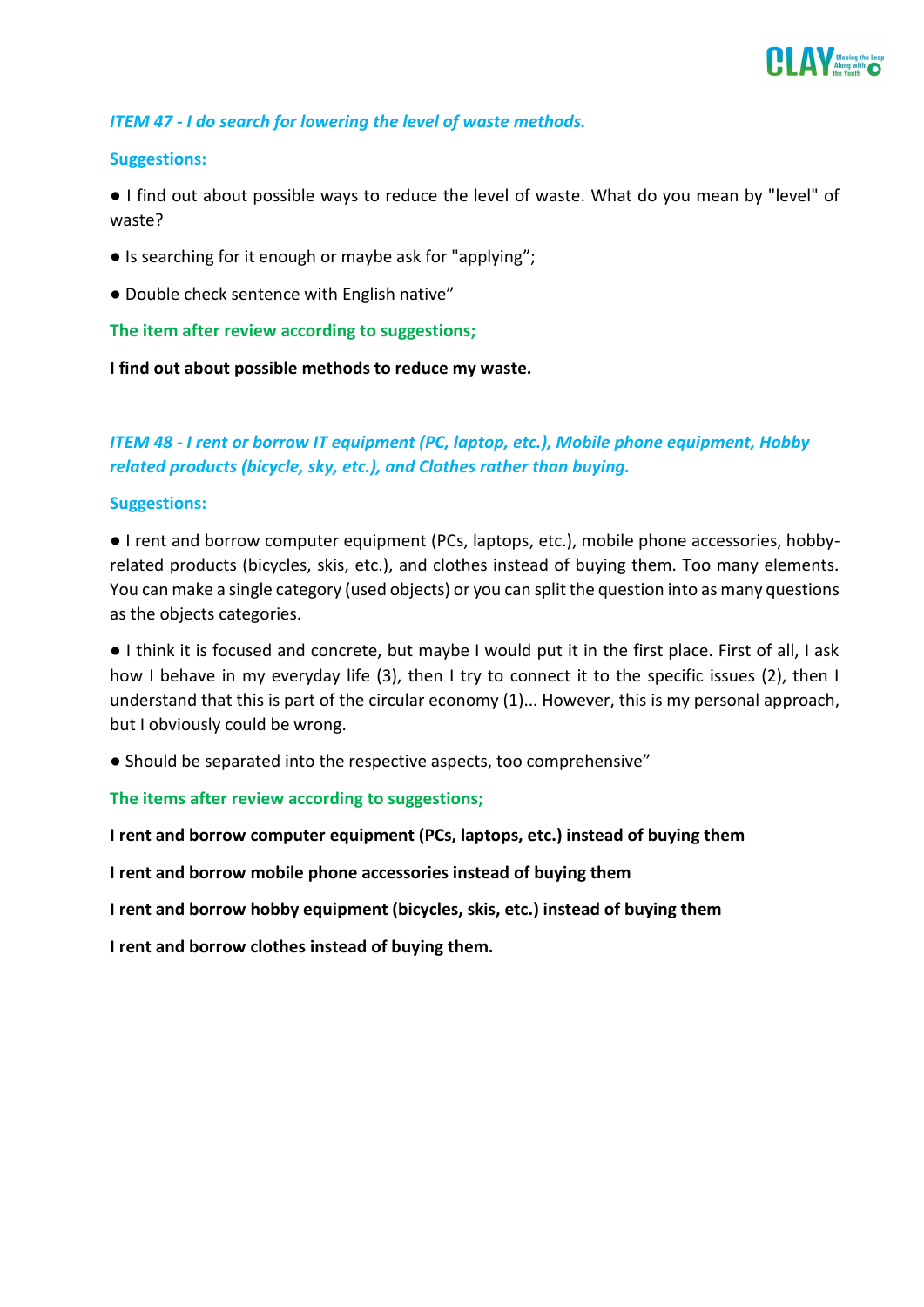***ITEM 47 - I do search for lowering the level of waste methods.***

**Suggestions:**

● I find out about possible ways to reduce the level of waste. What do you mean by "level" of waste?

● Is searching for it enough or maybe ask for "applying";

● Double check sentence with English native"

**The item after review according to suggestions;**

**I find out about possible methods to reduce my waste.**

***ITEM 48 - I rent or borrow IT equipment (PC, laptop, etc.), Mobile phone equipment, Hobby related products (bicycle, sky, etc.), and Clothes rather than buying.***

**Suggestions:**

● I rent and borrow computer equipment (PCs, laptops, etc.), mobile phone accessories, hobby-related products (bicycles, skis, etc.), and clothes instead of buying them. Too many elements. You can make a single category (used objects) or you can split the question into as many questions as the objects categories.

● I think it is focused and concrete, but maybe I would put it in the first place. First of all, I ask how I behave in my everyday life (3), then I try to connect it to the specific issues (2), then I understand that this is part of the circular economy (1)... However, this is my personal approach, but I obviously could be wrong.

● Should be separated into the respective aspects, too comprehensive"

**The items after review according to suggestions;**

**I rent and borrow computer equipment (PCs, laptops, etc.) instead of buying them**

**I rent and borrow mobile phone accessories instead of buying them**

**I rent and borrow hobby equipment (bicycles, skis, etc.) instead of buying them**

**I rent and borrow clothes instead of buying them.**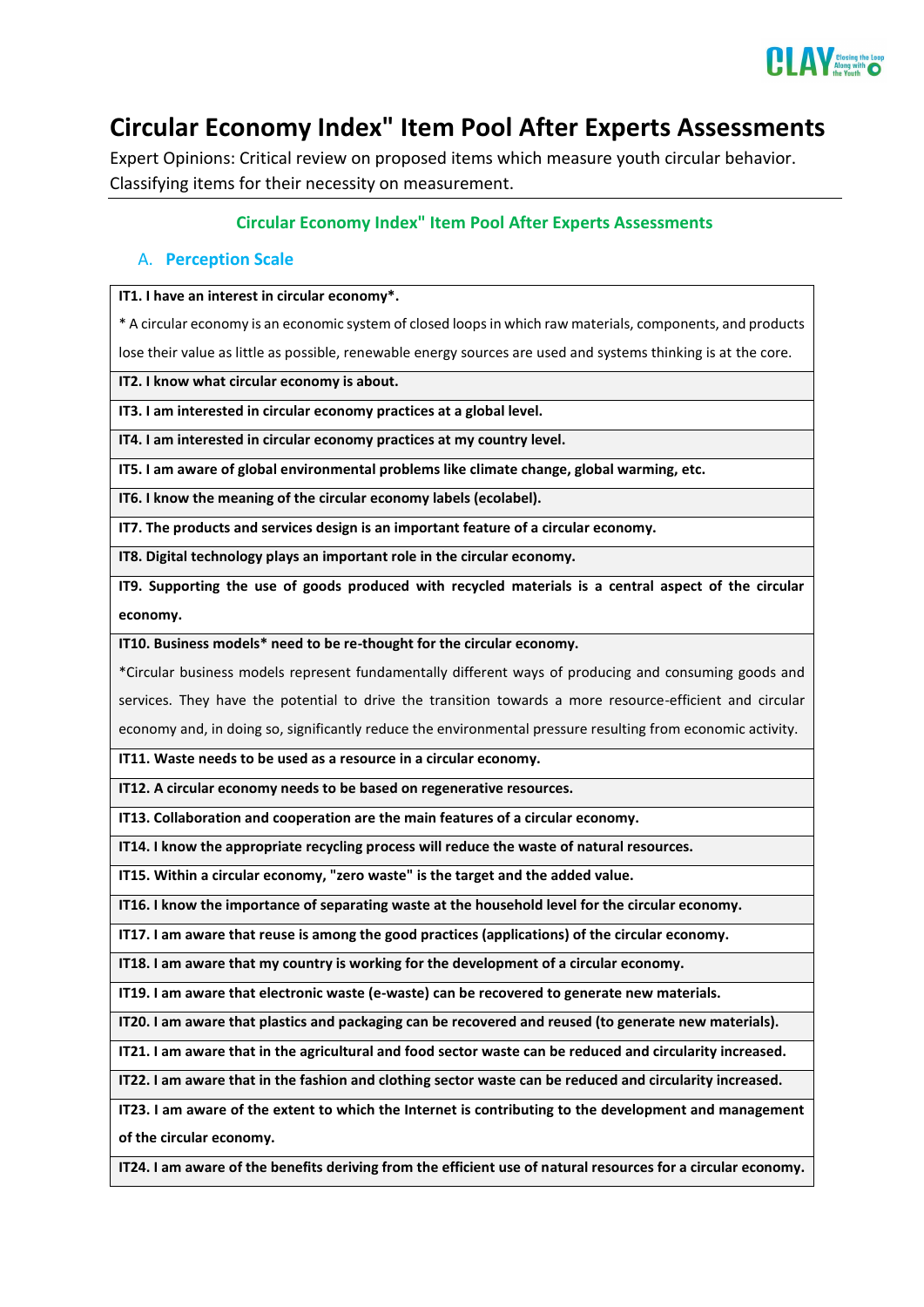# Circular Economy Index" Item Pool After Experts Assessments

Expert Opinions: Critical review on proposed items which measure youth circular behavior. Classifying items for their necessity on measurement.

## Circular Economy Index" Item Pool After Experts Assessments

### A. Perception Scale

**IT1. I have an interest in circular economy*.**

* A circular economy is an economic system of closed loops in which raw materials, components, and products lose their value as little as possible, renewable energy sources are used and systems thinking is at the core.

**IT2. I know what circular economy is about.**

**IT3. I am interested in circular economy practices at a global level.**

**IT4. I am interested in circular economy practices at my country level.**

**IT5. I am aware of global environmental problems like climate change, global warming, etc.**

**IT6. I know the meaning of the circular economy labels (ecolabel).**

**IT7. The products and services design is an important feature of a circular economy.**

**IT8. Digital technology plays an important role in the circular economy.**

**IT9. Supporting the use of goods produced with recycled materials is a central aspect of the circular economy.**

**IT10. Business models* need to be re-thought for the circular economy.**

*Circular business models represent fundamentally different ways of producing and consuming goods and services. They have the potential to drive the transition towards a more resource-efficient and circular economy and, in doing so, significantly reduce the environmental pressure resulting from economic activity.

**IT11. Waste needs to be used as a resource in a circular economy.**

**IT12. A circular economy needs to be based on regenerative resources.**

**IT13. Collaboration and cooperation are the main features of a circular economy.**

**IT14. I know the appropriate recycling process will reduce the waste of natural resources.**

**IT15. Within a circular economy, "zero waste" is the target and the added value.**

**IT16. I know the importance of separating waste at the household level for the circular economy.**

**IT17. I am aware that reuse is among the good practices (applications) of the circular economy.**

**IT18. I am aware that my country is working for the development of a circular economy.**

**IT19. I am aware that electronic waste (e-waste) can be recovered to generate new materials.**

**IT20. I am aware that plastics and packaging can be recovered and reused (to generate new materials).**

**IT21. I am aware that in the agricultural and food sector waste can be reduced and circularity increased.**

**IT22. I am aware that in the fashion and clothing sector waste can be reduced and circularity increased.**

**IT23. I am aware of the extent to which the Internet is contributing to the development and management of the circular economy.**

**IT24. I am aware of the benefits deriving from the efficient use of natural resources for a circular economy.**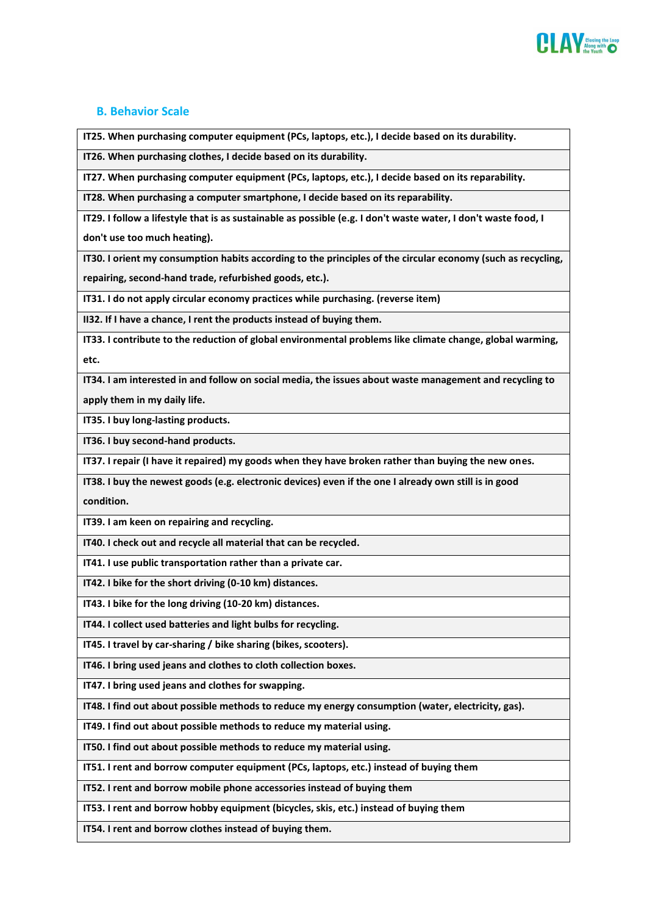### B. Behavior Scale

| IT25. When purchasing computer equipment (PCs, laptops, etc.), I decide based on its durability. |
|---|
| IT26. When purchasing clothes, I decide based on its durability. |
| IT27. When purchasing computer equipment (PCs, laptops, etc.), I decide based on its reparability. |
| IT28. When purchasing a computer smartphone, I decide based on its reparability. |
| IT29. I follow a lifestyle that is as sustainable as possible (e.g. I don't waste water, I don't waste food, I don't use too much heating). |
| IT30. I orient my consumption habits according to the principles of the circular economy (such as recycling, repairing, second-hand trade, refurbished goods, etc.). |
| IT31. I do not apply circular economy practices while purchasing. (reverse item) |
| II32. If I have a chance, I rent the products instead of buying them. |
| IT33. I contribute to the reduction of global environmental problems like climate change, global warming, etc. |
| IT34. I am interested in and follow on social media, the issues about waste management and recycling to apply them in my daily life. |
| IT35. I buy long-lasting products. |
| IT36. I buy second-hand products. |
| IT37. I repair (I have it repaired) my goods when they have broken rather than buying the new ones. |
| IT38. I buy the newest goods (e.g. electronic devices) even if the one I already own still is in good condition. |
| IT39. I am keen on repairing and recycling. |
| IT40. I check out and recycle all material that can be recycled. |
| IT41. I use public transportation rather than a private car. |
| IT42. I bike for the short driving (0-10 km) distances. |
| IT43. I bike for the long driving (10-20 km) distances. |
| IT44. I collect used batteries and light bulbs for recycling. |
| IT45. I travel by car-sharing / bike sharing (bikes, scooters). |
| IT46. I bring used jeans and clothes to cloth collection boxes. |
| IT47. I bring used jeans and clothes for swapping. |
| IT48. I find out about possible methods to reduce my energy consumption (water, electricity, gas). |
| IT49. I find out about possible methods to reduce my material using. |
| IT50. I find out about possible methods to reduce my material using. |
| IT51. I rent and borrow computer equipment (PCs, laptops, etc.) instead of buying them |
| IT52. I rent and borrow mobile phone accessories instead of buying them |
| IT53. I rent and borrow hobby equipment (bicycles, skis, etc.) instead of buying them |
| IT54. I rent and borrow clothes instead of buying them. |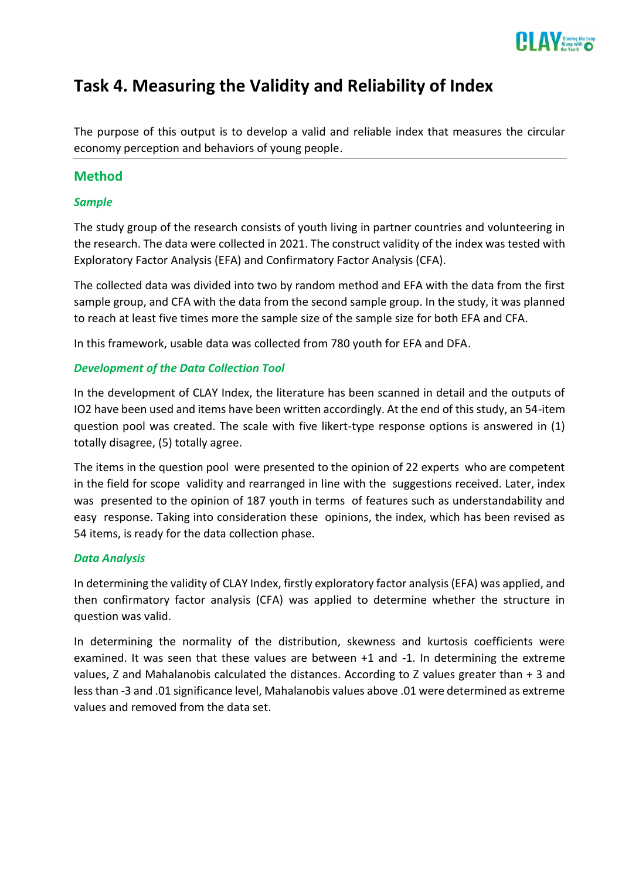# Task 4. Measuring the Validity and Reliability of Index

The purpose of this output is to develop a valid and reliable index that measures the circular economy perception and behaviors of young people.

## Method

### *Sample*

The study group of the research consists of youth living in partner countries and volunteering in the research. The data were collected in 2021. The construct validity of the index was tested with Exploratory Factor Analysis (EFA) and Confirmatory Factor Analysis (CFA).

The collected data was divided into two by random method and EFA with the data from the first sample group, and CFA with the data from the second sample group. In the study, it was planned to reach at least five times more the sample size of the sample size for both EFA and CFA.

In this framework, usable data was collected from 780 youth for EFA and DFA.

### *Development of the Data Collection Tool*

In the development of CLAY Index, the literature has been scanned in detail and the outputs of IO2 have been used and items have been written accordingly. At the end of this study, an 54-item question pool was created. The scale with five likert-type response options is answered in (1) totally disagree, (5) totally agree.

The items in the question pool were presented to the opinion of 22 experts who are competent in the field for scope validity and rearranged in line with the suggestions received. Later, index was presented to the opinion of 187 youth in terms of features such as understandability and easy response. Taking into consideration these opinions, the index, which has been revised as 54 items, is ready for the data collection phase.

### *Data Analysis*

In determining the validity of CLAY Index, firstly exploratory factor analysis (EFA) was applied, and then confirmatory factor analysis (CFA) was applied to determine whether the structure in question was valid.

In determining the normality of the distribution, skewness and kurtosis coefficients were examined. It was seen that these values are between +1 and -1. In determining the extreme values, Z and Mahalanobis calculated the distances. According to Z values greater than + 3 and less than -3 and .01 significance level, Mahalanobis values above .01 were determined as extreme values and removed from the data set.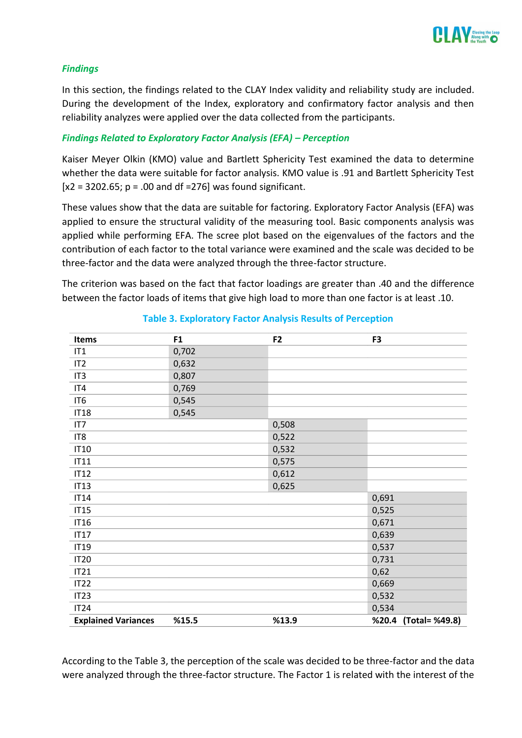*Findings*

In this section, the findings related to the CLAY Index validity and reliability study are included. During the development of the Index, exploratory and confirmatory factor analysis and then reliability analyzes were applied over the data collected from the participants.

*Findings Related to Exploratory Factor Analysis (EFA) – Perception*

Kaiser Meyer Olkin (KMO) value and Bartlett Sphericity Test examined the data to determine whether the data were suitable for factor analysis. KMO value is .91 and Bartlett Sphericity Test [$x2 = 3202.65$; $p = .00$ and $df = 276$] was found significant.

These values show that the data are suitable for factoring. Exploratory Factor Analysis (EFA) was applied to ensure the structural validity of the measuring tool. Basic components analysis was applied while performing EFA. The scree plot based on the eigenvalues of the factors and the contribution of each factor to the total variance were examined and the scale was decided to be three-factor and the data were analyzed through the three-factor structure.

The criterion was based on the fact that factor loadings are greater than .40 and the difference between the factor loads of items that give high load to more than one factor is at least .10.

**Table 3. Exploratory Factor Analysis Results of Perception**

| Items | F1 | F2 | F3 |
|---|---|---|---|
| IT1 | 0,702 | | |
| IT2 | 0,632 | | |
| IT3 | 0,807 | | |
| IT4 | 0,769 | | |
| IT6 | 0,545 | | |
| IT18 | 0,545 | | |
| IT7 | | 0,508 | |
| IT8 | | 0,522 | |
| IT10 | | 0,532 | |
| IT11 | | 0,575 | |
| IT12 | | 0,612 | |
| IT13 | | 0,625 | |
| IT14 | | | 0,691 |
| IT15 | | | 0,525 |
| IT16 | | | 0,671 |
| IT17 | | | 0,639 |
| IT19 | | | 0,537 |
| IT20 | | | 0,731 |
| IT21 | | | 0,62 |
| IT22 | | | 0,669 |
| IT23 | | | 0,532 |
| IT24 | | | 0,534 |
| **Explained Variances** | **%15.5** | **%13.9** | **%20.4 (Total= %49.8)** |

According to the Table 3, the perception of the scale was decided to be three-factor and the data were analyzed through the three-factor structure. The Factor 1 is related with the interest of the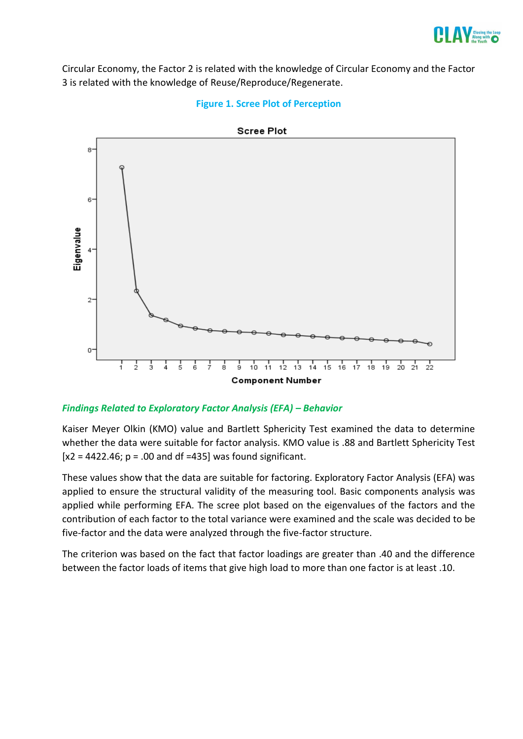Circular Economy, the Factor 2 is related with the knowledge of Circular Economy and the Factor 3 is related with the knowledge of Reuse/Reproduce/Regenerate.

**Figure 1. Scree Plot of Perception**

### *Findings Related to Exploratory Factor Analysis (EFA) – Behavior*

Kaiser Meyer Olkin (KMO) value and Bartlett Sphericity Test examined the data to determine whether the data were suitable for factor analysis. KMO value is .88 and Bartlett Sphericity Test [x2 = 4422.46; p = .00 and df =435] was found significant.

These values show that the data are suitable for factoring. Exploratory Factor Analysis (EFA) was applied to ensure the structural validity of the measuring tool. Basic components analysis was applied while performing EFA. The scree plot based on the eigenvalues of the factors and the contribution of each factor to the total variance were examined and the scale was decided to be five-factor and the data were analyzed through the five-factor structure.

The criterion was based on the fact that factor loadings are greater than .40 and the difference between the factor loads of items that give high load to more than one factor is at least .10.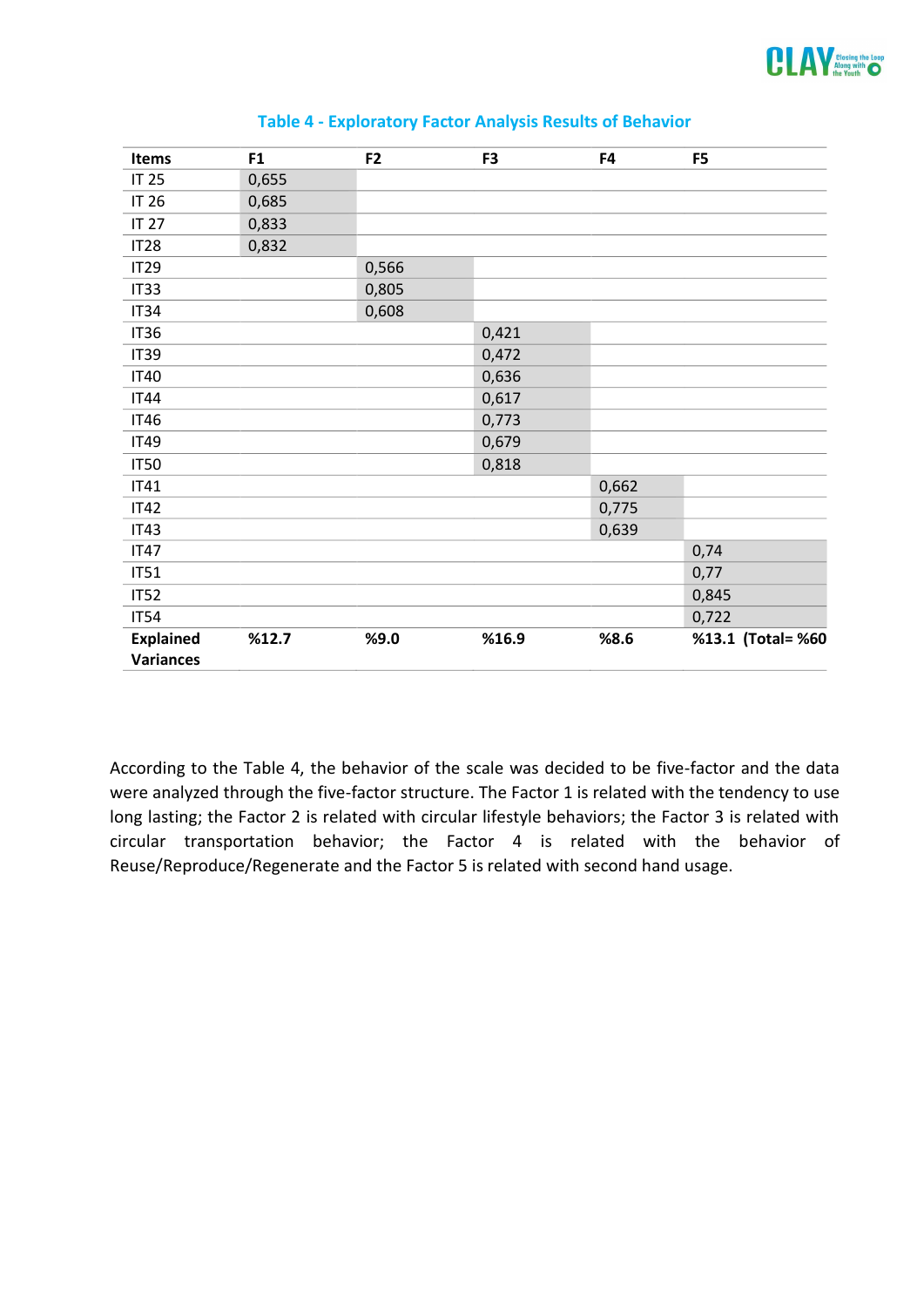**Table 4 - Exploratory Factor Analysis Results of Behavior**

| Items | F1 | F2 | F3 | F4 | F5 |
|---|---|---|---|---|---|
| IT 25 | 0,655 | | | | |
| IT 26 | 0,685 | | | | |
| IT 27 | 0,833 | | | | |
| IT28 | 0,832 | | | | |
| IT29 | | 0,566 | | | |
| IT33 | | 0,805 | | | |
| IT34 | | 0,608 | | | |
| IT36 | | | 0,421 | | |
| IT39 | | | 0,472 | | |
| IT40 | | | 0,636 | | |
| IT44 | | | 0,617 | | |
| IT46 | | | 0,773 | | |
| IT49 | | | 0,679 | | |
| IT50 | | | 0,818 | | |
| IT41 | | | | 0,662 | |
| IT42 | | | | 0,775 | |
| IT43 | | | | 0,639 | |
| IT47 | | | | | 0,74 |
| IT51 | | | | | 0,77 |
| IT52 | | | | | 0,845 |
| IT54 | | | | | 0,722 |
| **Explained Variances** | **%12.7** | **%9.0** | **%16.9** | **%8.6** | **%13.1 (Total= %60** |

According to the Table 4, the behavior of the scale was decided to be five-factor and the data were analyzed through the five-factor structure. The Factor 1 is related with the tendency to use long lasting; the Factor 2 is related with circular lifestyle behaviors; the Factor 3 is related with circular transportation behavior; the Factor 4 is related with the behavior of Reuse/Reproduce/Regenerate and the Factor 5 is related with second hand usage.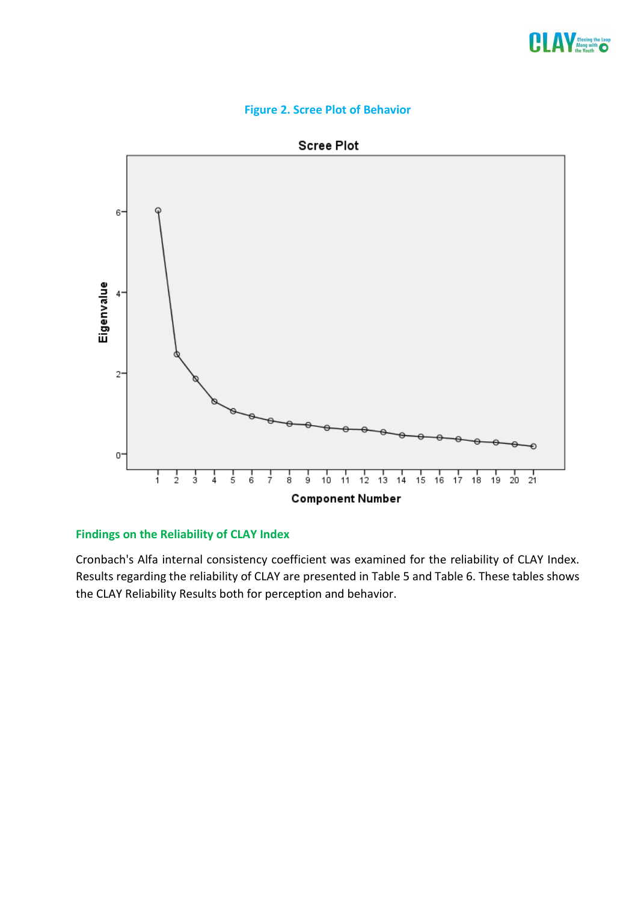**Figure 2. Scree Plot of Behavior**

## Findings on the Reliability of CLAY Index

Cronbach's Alfa internal consistency coefficient was examined for the reliability of CLAY Index. Results regarding the reliability of CLAY are presented in Table 5 and Table 6. These tables shows the CLAY Reliability Results both for perception and behavior.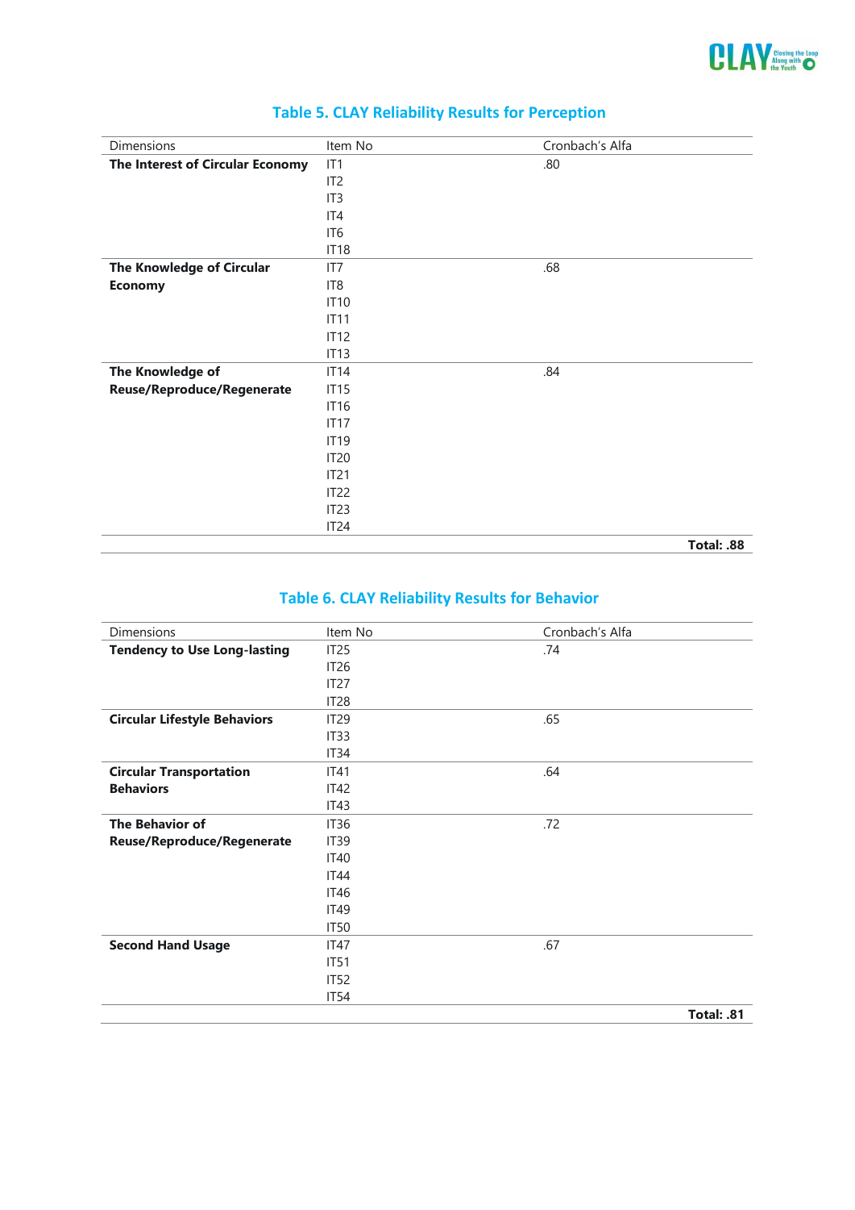## Table 5. CLAY Reliability Results for Perception

| Dimensions | Item No | Cronbach's Alfa |
|---|---|---|
| **The Interest of Circular Economy** | IT1 | .80 |
| | IT2 | |
| | IT3 | |
| | IT4 | |
| | IT6 | |
| | IT18 | |
| **The Knowledge of Circular Economy** | IT7 | .68 |
| | IT8 | |
| | IT10 | |
| | IT11 | |
| | IT12 | |
| | IT13 | |
| **The Knowledge of Reuse/Reproduce/Regenerate** | IT14 | .84 |
| | IT15 | |
| | IT16 | |
| | IT17 | |
| | IT19 | |
| | IT20 | |
| | IT21 | |
| | IT22 | |
| | IT23 | |
| | IT24 | |
| | | **Total: .88** |

## Table 6. CLAY Reliability Results for Behavior

| Dimensions | Item No | Cronbach's Alfa |
|---|---|---|
| **Tendency to Use Long-lasting** | IT25 | .74 |
| | IT26 | |
| | IT27 | |
| | IT28 | |
| **Circular Lifestyle Behaviors** | IT29 | .65 |
| | IT33 | |
| | IT34 | |
| **Circular Transportation Behaviors** | IT41 | .64 |
| | IT42 | |
| | IT43 | |
| **The Behavior of Reuse/Reproduce/Regenerate** | IT36 | .72 |
| | IT39 | |
| | IT40 | |
| | IT44 | |
| | IT46 | |
| | IT49 | |
| | IT50 | |
| **Second Hand Usage** | IT47 | .67 |
| | IT51 | |
| | IT52 | |
| | IT54 | |
| | | **Total: .81** |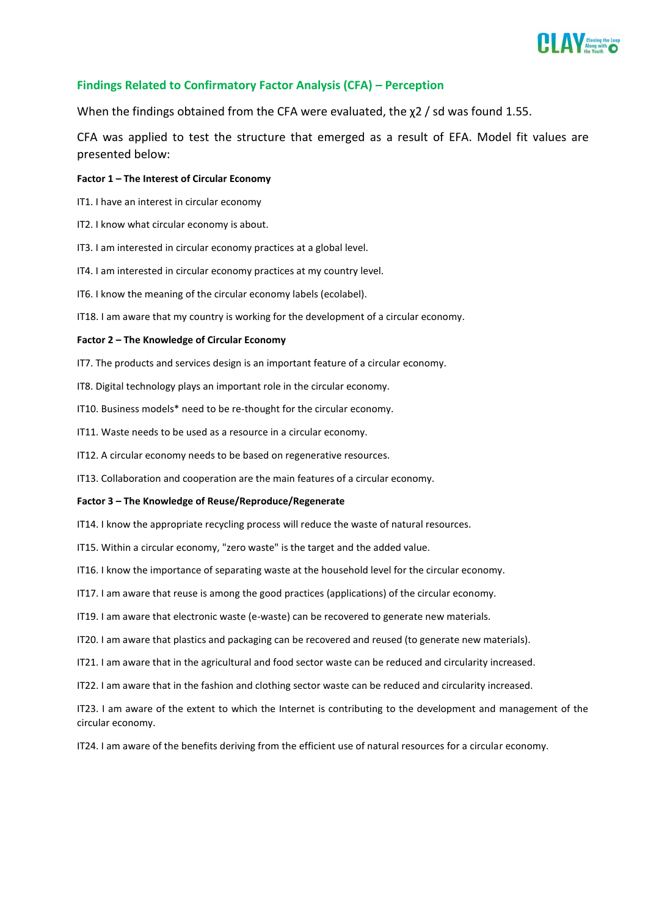## Findings Related to Confirmatory Factor Analysis (CFA) – Perception

When the findings obtained from the CFA were evaluated, the $\chi2$ / sd was found 1.55.

CFA was applied to test the structure that emerged as a result of EFA. Model fit values are presented below:

**Factor 1 – The Interest of Circular Economy**

IT1. I have an interest in circular economy

IT2. I know what circular economy is about.

IT3. I am interested in circular economy practices at a global level.

IT4. I am interested in circular economy practices at my country level.

IT6. I know the meaning of the circular economy labels (ecolabel).

IT18. I am aware that my country is working for the development of a circular economy.

**Factor 2 – The Knowledge of Circular Economy**

IT7. The products and services design is an important feature of a circular economy.

IT8. Digital technology plays an important role in the circular economy.

IT10. Business models* need to be re-thought for the circular economy.

IT11. Waste needs to be used as a resource in a circular economy.

IT12. A circular economy needs to be based on regenerative resources.

IT13. Collaboration and cooperation are the main features of a circular economy.

**Factor 3 – The Knowledge of Reuse/Reproduce/Regenerate**

IT14. I know the appropriate recycling process will reduce the waste of natural resources.

IT15. Within a circular economy, "zero waste" is the target and the added value.

IT16. I know the importance of separating waste at the household level for the circular economy.

IT17. I am aware that reuse is among the good practices (applications) of the circular economy.

IT19. I am aware that electronic waste (e-waste) can be recovered to generate new materials.

IT20. I am aware that plastics and packaging can be recovered and reused (to generate new materials).

IT21. I am aware that in the agricultural and food sector waste can be reduced and circularity increased.

IT22. I am aware that in the fashion and clothing sector waste can be reduced and circularity increased.

IT23. I am aware of the extent to which the Internet is contributing to the development and management of the circular economy.

IT24. I am aware of the benefits deriving from the efficient use of natural resources for a circular economy.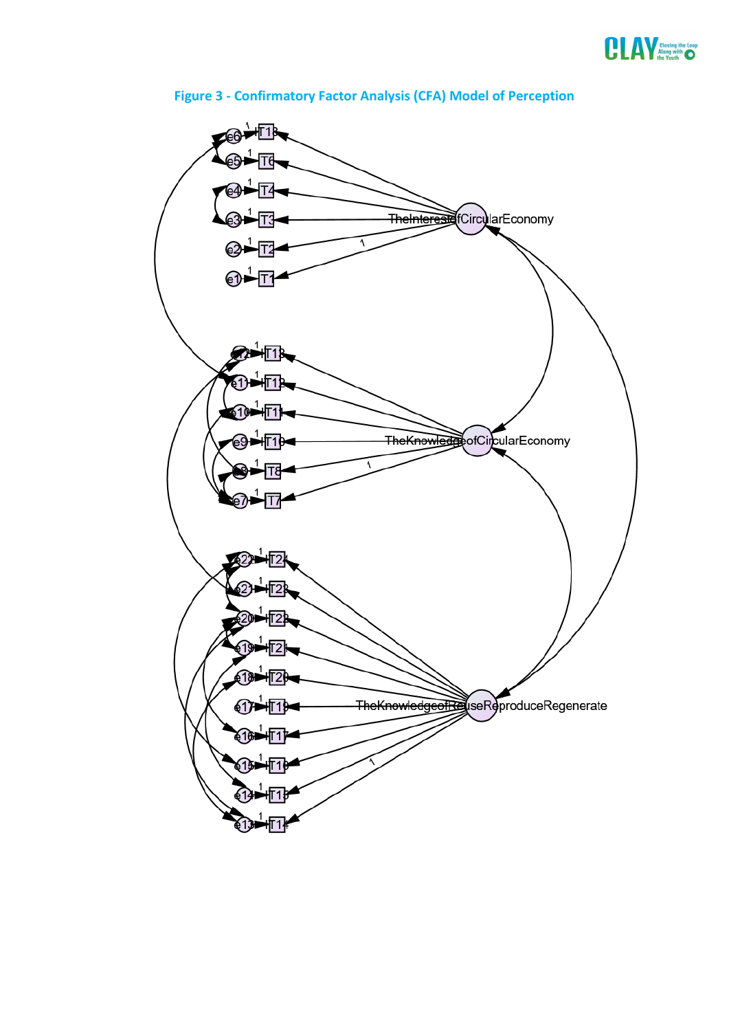**Figure 3 - Confirmatory Factor Analysis (CFA) Model of Perception**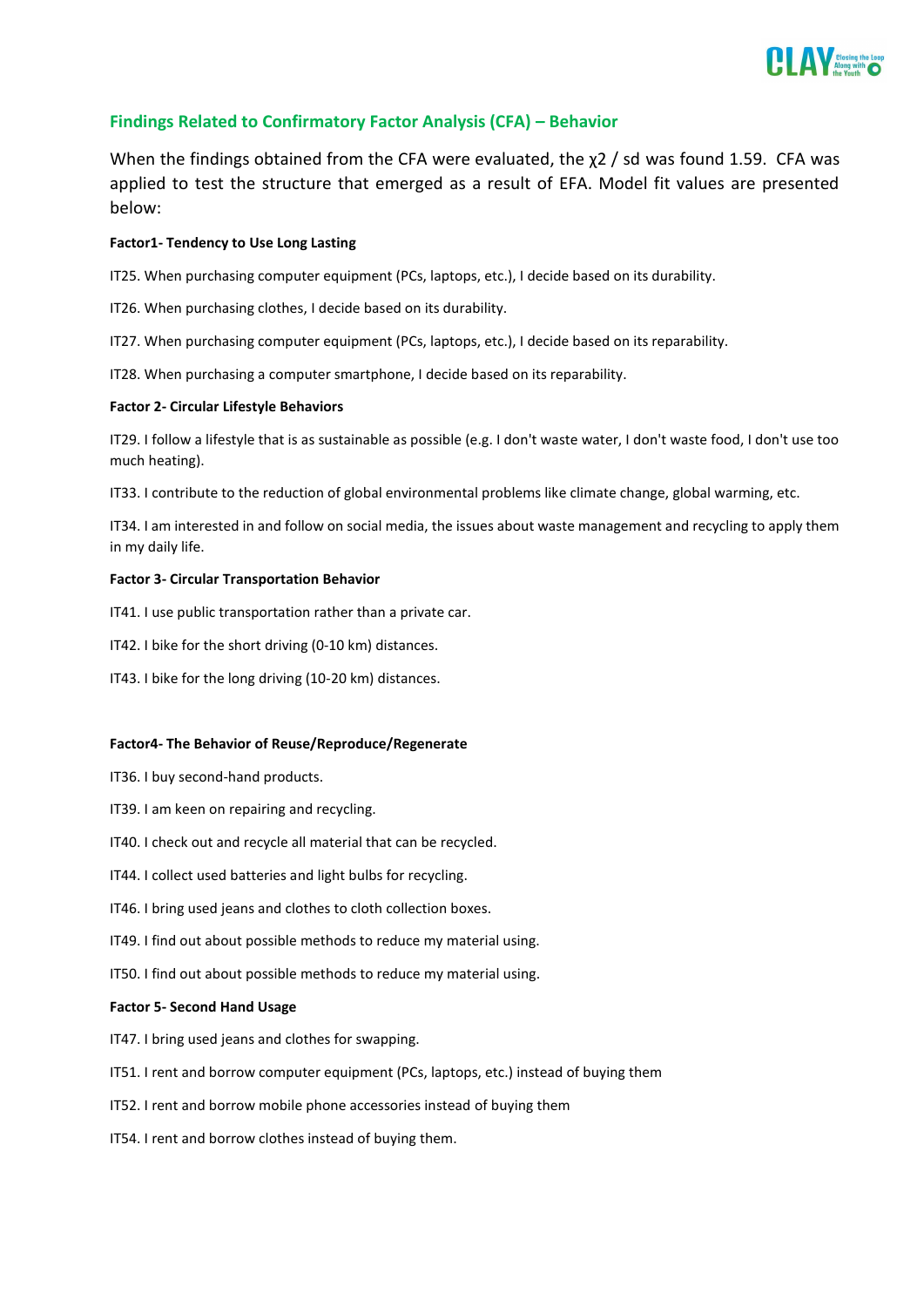## Findings Related to Confirmatory Factor Analysis (CFA) – Behavior

When the findings obtained from the CFA were evaluated, the $\chi2$ / sd was found 1.59. CFA was applied to test the structure that emerged as a result of EFA. Model fit values are presented below:

**Factor1- Tendency to Use Long Lasting**

IT25. When purchasing computer equipment (PCs, laptops, etc.), I decide based on its durability.

IT26. When purchasing clothes, I decide based on its durability.

IT27. When purchasing computer equipment (PCs, laptops, etc.), I decide based on its reparability.

IT28. When purchasing a computer smartphone, I decide based on its reparability.

**Factor 2- Circular Lifestyle Behaviors**

IT29. I follow a lifestyle that is as sustainable as possible (e.g. I don't waste water, I don't waste food, I don't use too much heating).

IT33. I contribute to the reduction of global environmental problems like climate change, global warming, etc.

IT34. I am interested in and follow on social media, the issues about waste management and recycling to apply them in my daily life.

**Factor 3- Circular Transportation Behavior**

IT41. I use public transportation rather than a private car.

IT42. I bike for the short driving (0-10 km) distances.

IT43. I bike for the long driving (10-20 km) distances.

**Factor4- The Behavior of Reuse/Reproduce/Regenerate**

IT36. I buy second-hand products.

IT39. I am keen on repairing and recycling.

IT40. I check out and recycle all material that can be recycled.

IT44. I collect used batteries and light bulbs for recycling.

IT46. I bring used jeans and clothes to cloth collection boxes.

IT49. I find out about possible methods to reduce my material using.

IT50. I find out about possible methods to reduce my material using.

**Factor 5- Second Hand Usage**

IT47. I bring used jeans and clothes for swapping.

IT51. I rent and borrow computer equipment (PCs, laptops, etc.) instead of buying them

IT52. I rent and borrow mobile phone accessories instead of buying them

IT54. I rent and borrow clothes instead of buying them.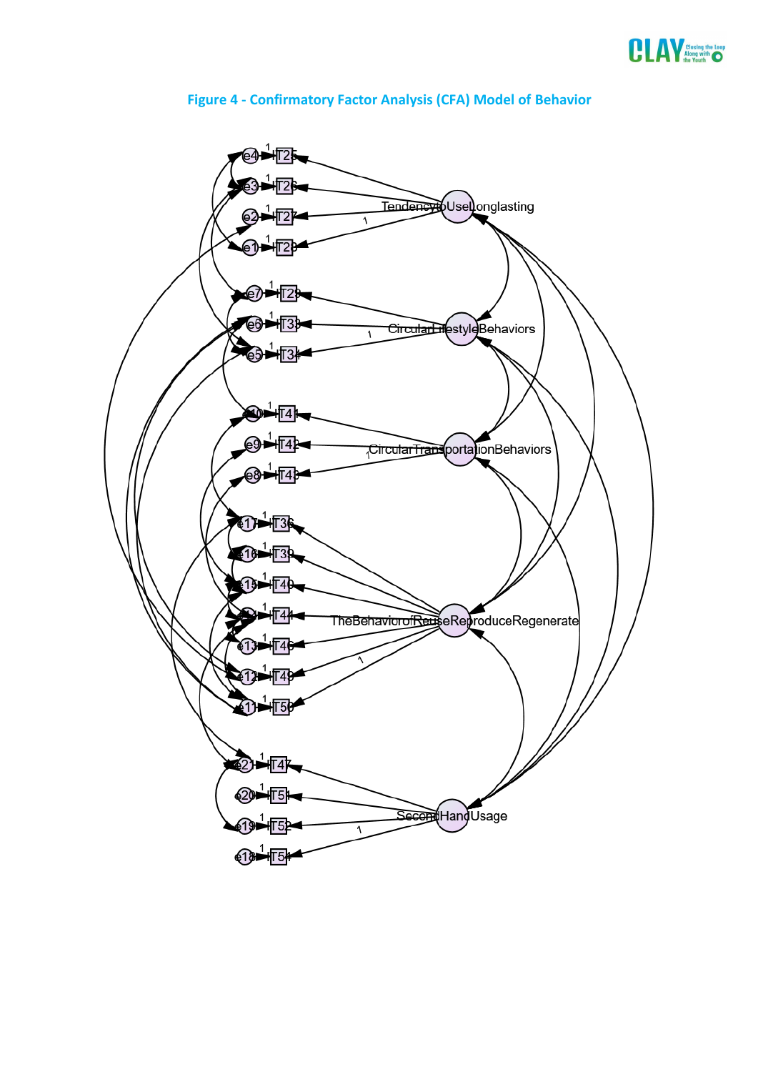**Figure 4 - Confirmatory Factor Analysis (CFA) Model of Behavior**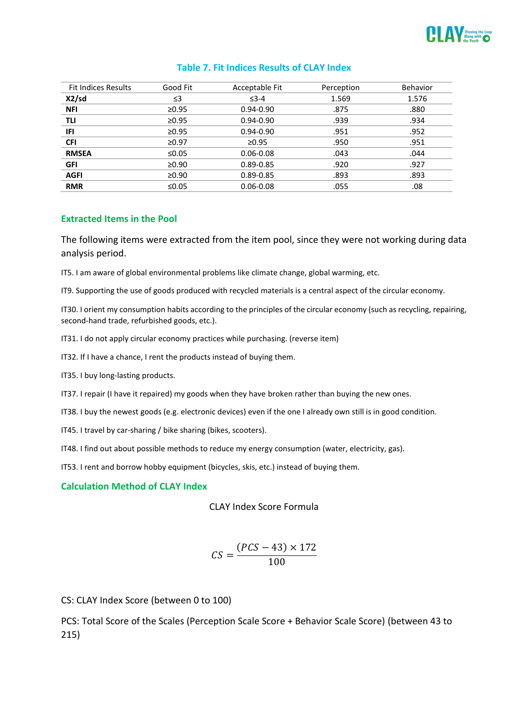### Table 7. Fit Indices Results of CLAY Index

| Fit Indices Results | Good Fit | Acceptable Fit | Perception | Behavior |
|---|---|---|---|---|
| **X2/sd** | ≤3 | ≤3-4 | 1.569 | 1.576 |
| **NFI** | ≥0.95 | 0.94-0.90 | .875 | .880 |
| **TLI** | ≥0.95 | 0.94-0.90 | .939 | .934 |
| **IFI** | ≥0.95 | 0.94-0.90 | .951 | .952 |
| **CFI** | ≥0.97 | ≥0.95 | .950 | .951 |
| **RMSEA** | ≤0.05 | 0.06-0.08 | .043 | .044 |
| **GFI** | ≥0.90 | 0.89-0.85 | .920 | .927 |
| **AGFI** | ≥0.90 | 0.89-0.85 | .893 | .893 |
| **RMR** | ≤0.05 | 0.06-0.08 | .055 | .08 |

## Extracted Items in the Pool

The following items were extracted from the item pool, since they were not working during data analysis period.

IT5. I am aware of global environmental problems like climate change, global warming, etc.

IT9. Supporting the use of goods produced with recycled materials is a central aspect of the circular economy.

IT30. I orient my consumption habits according to the principles of the circular economy (such as recycling, repairing, second-hand trade, refurbished goods, etc.).

IT31. I do not apply circular economy practices while purchasing. (reverse item)

IT32. If I have a chance, I rent the products instead of buying them.

IT35. I buy long-lasting products.

IT37. I repair (I have it repaired) my goods when they have broken rather than buying the new ones.

IT38. I buy the newest goods (e.g. electronic devices) even if the one I already own still is in good condition.

IT45. I travel by car-sharing / bike sharing (bikes, scooters).

IT48. I find out about possible methods to reduce my energy consumption (water, electricity, gas).

IT53. I rent and borrow hobby equipment (bicycles, skis, etc.) instead of buying them.

## Calculation Method of CLAY Index

CLAY Index Score Formula

$$CS = \frac{(PCS - 43) \times 172}{100}$$

CS: CLAY Index Score (between 0 to 100)

PCS: Total Score of the Scales (Perception Scale Score + Behavior Scale Score) (between 43 to 215)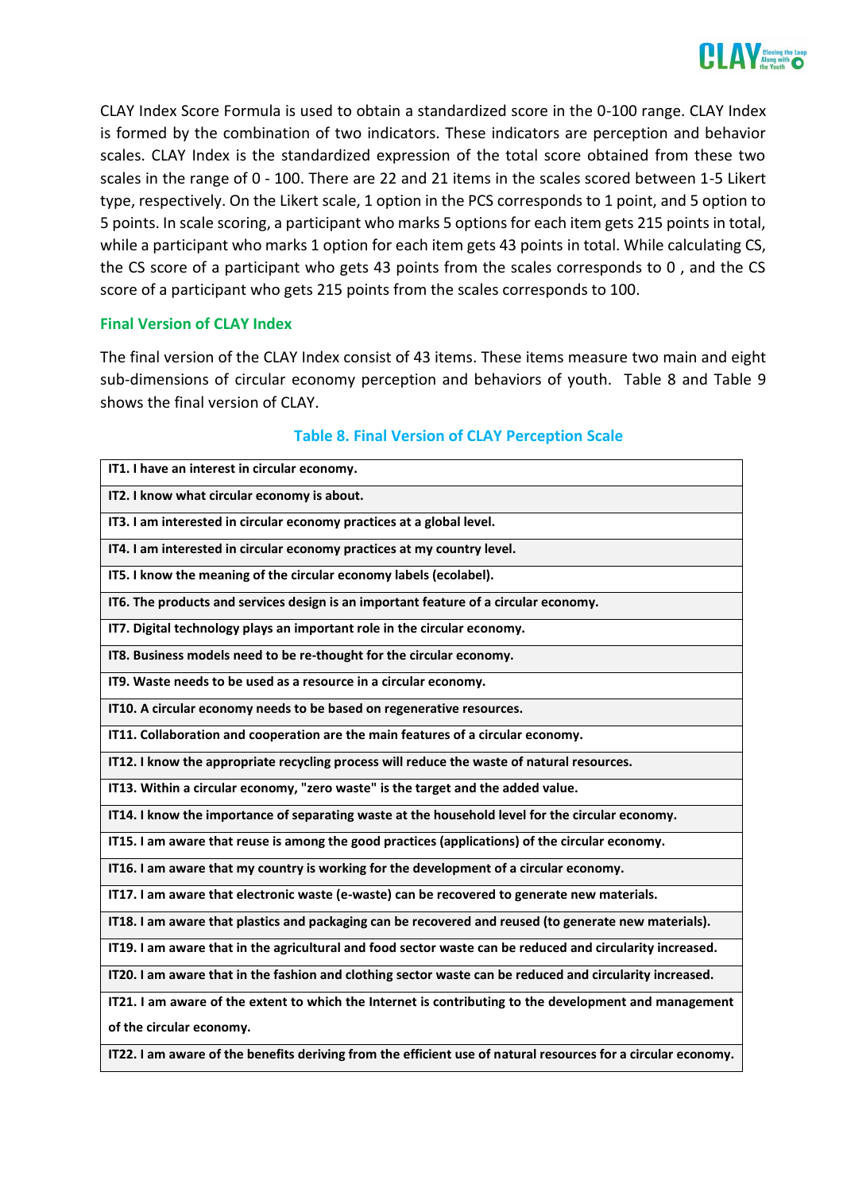CLAY Index Score Formula is used to obtain a standardized score in the 0-100 range. CLAY Index is formed by the combination of two indicators. These indicators are perception and behavior scales. CLAY Index is the standardized expression of the total score obtained from these two scales in the range of 0 - 100. There are 22 and 21 items in the scales scored between 1-5 Likert type, respectively. On the Likert scale, 1 option in the PCS corresponds to 1 point, and 5 option to 5 points. In scale scoring, a participant who marks 5 options for each item gets 215 points in total, while a participant who marks 1 option for each item gets 43 points in total. While calculating CS, the CS score of a participant who gets 43 points from the scales corresponds to 0 , and the CS score of a participant who gets 215 points from the scales corresponds to 100.

### Final Version of CLAY Index

The final version of the CLAY Index consist of 43 items. These items measure two main and eight sub-dimensions of circular economy perception and behaviors of youth. Table 8 and Table 9 shows the final version of CLAY.

**Table 8. Final Version of CLAY Perception Scale**

| |
|---|
| **IT1. I have an interest in circular economy.** |
| **IT2. I know what circular economy is about.** |
| **IT3. I am interested in circular economy practices at a global level.** |
| **IT4. I am interested in circular economy practices at my country level.** |
| **IT5. I know the meaning of the circular economy labels (ecolabel).** |
| **IT6. The products and services design is an important feature of a circular economy.** |
| **IT7. Digital technology plays an important role in the circular economy.** |
| **IT8. Business models need to be re-thought for the circular economy.** |
| **IT9. Waste needs to be used as a resource in a circular economy.** |
| **IT10. A circular economy needs to be based on regenerative resources.** |
| **IT11. Collaboration and cooperation are the main features of a circular economy.** |
| **IT12. I know the appropriate recycling process will reduce the waste of natural resources.** |
| **IT13. Within a circular economy, "zero waste" is the target and the added value.** |
| **IT14. I know the importance of separating waste at the household level for the circular economy.** |
| **IT15. I am aware that reuse is among the good practices (applications) of the circular economy.** |
| **IT16. I am aware that my country is working for the development of a circular economy.** |
| **IT17. I am aware that electronic waste (e-waste) can be recovered to generate new materials.** |
| **IT18. I am aware that plastics and packaging can be recovered and reused (to generate new materials).** |
| **IT19. I am aware that in the agricultural and food sector waste can be reduced and circularity increased.** |
| **IT20. I am aware that in the fashion and clothing sector waste can be reduced and circularity increased.** |
| **IT21. I am aware of the extent to which the Internet is contributing to the development and management of the circular economy.** |
| **IT22. I am aware of the benefits deriving from the efficient use of natural resources for a circular economy.** |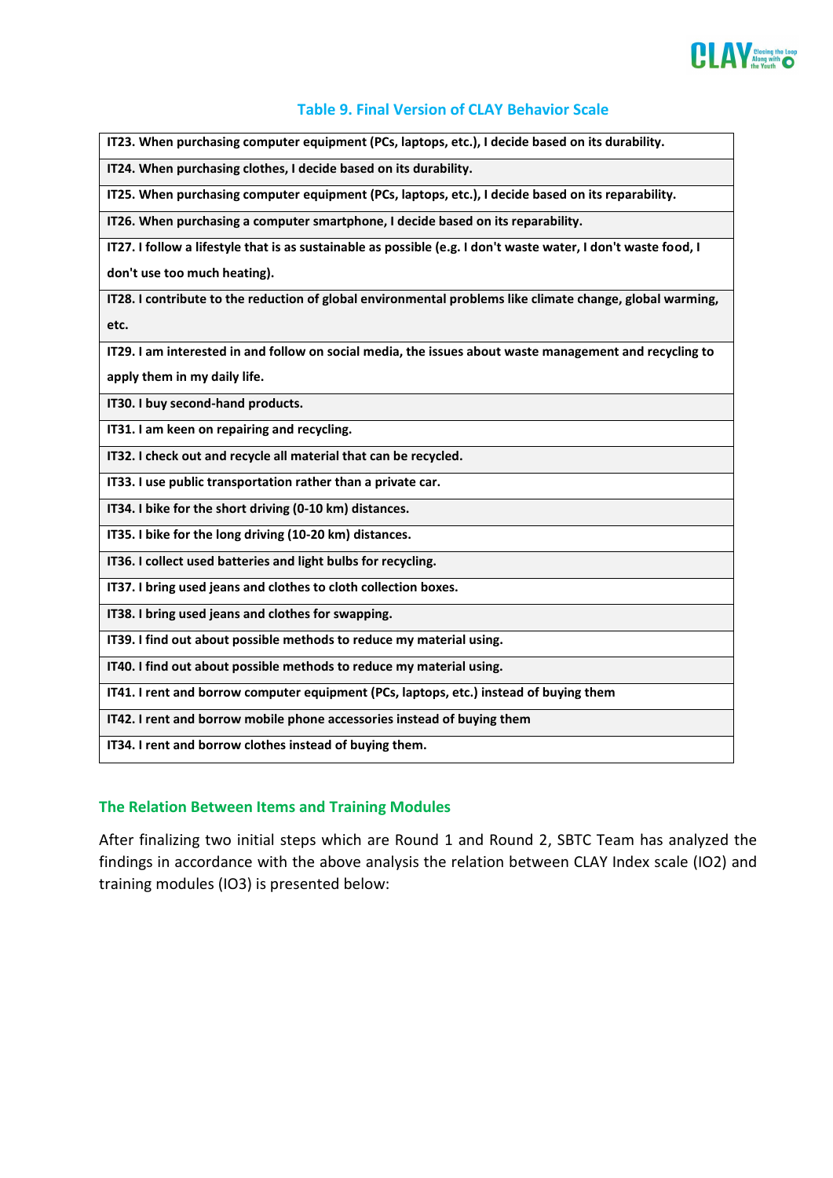### Table 9. Final Version of CLAY Behavior Scale

| |
|---|
| **IT23. When purchasing computer equipment (PCs, laptops, etc.), I decide based on its durability.** |
| **IT24. When purchasing clothes, I decide based on its durability.** |
| **IT25. When purchasing computer equipment (PCs, laptops, etc.), I decide based on its reparability.** |
| **IT26. When purchasing a computer smartphone, I decide based on its reparability.** |
| **IT27. I follow a lifestyle that is as sustainable as possible (e.g. I don't waste water, I don't waste food, I don't use too much heating).** |
| **IT28. I contribute to the reduction of global environmental problems like climate change, global warming, etc.** |
| **IT29. I am interested in and follow on social media, the issues about waste management and recycling to apply them in my daily life.** |
| **IT30. I buy second-hand products.** |
| **IT31. I am keen on repairing and recycling.** |
| **IT32. I check out and recycle all material that can be recycled.** |
| **IT33. I use public transportation rather than a private car.** |
| **IT34. I bike for the short driving (0-10 km) distances.** |
| **IT35. I bike for the long driving (10-20 km) distances.** |
| **IT36. I collect used batteries and light bulbs for recycling.** |
| **IT37. I bring used jeans and clothes to cloth collection boxes.** |
| **IT38. I bring used jeans and clothes for swapping.** |
| **IT39. I find out about possible methods to reduce my material using.** |
| **IT40. I find out about possible methods to reduce my material using.** |
| **IT41. I rent and borrow computer equipment (PCs, laptops, etc.) instead of buying them** |
| **IT42. I rent and borrow mobile phone accessories instead of buying them** |
| **IT34. I rent and borrow clothes instead of buying them.** |

## The Relation Between Items and Training Modules

After finalizing two initial steps which are Round 1 and Round 2, SBTC Team has analyzed the findings in accordance with the above analysis the relation between CLAY Index scale (IO2) and training modules (IO3) is presented below: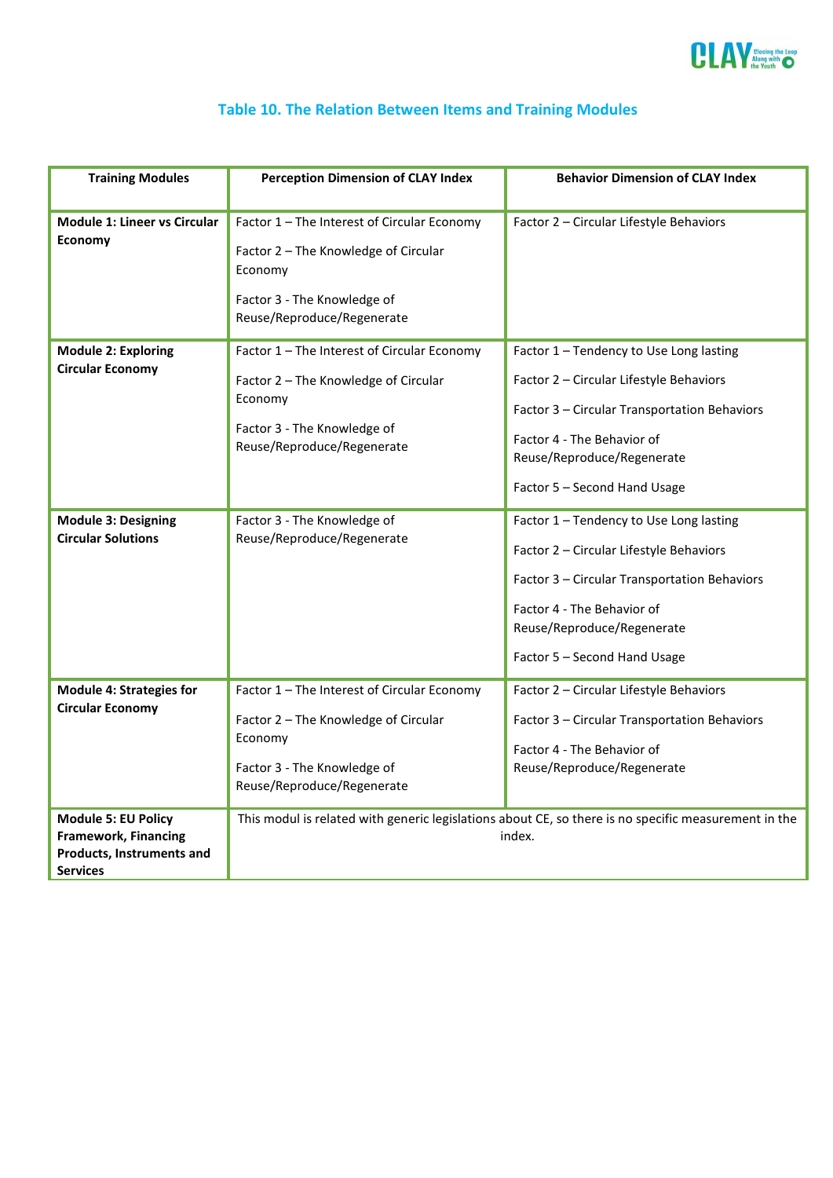## Table 10. The Relation Between Items and Training Modules

| Training Modules | Perception Dimension of CLAY Index | Behavior Dimension of CLAY Index |
|---|---|---|
| **Module 1: Lineer vs Circular Economy** | Factor 1 – The Interest of Circular Economy<br>Factor 2 – The Knowledge of Circular Economy<br>Factor 3 - The Knowledge of Reuse/Reproduce/Regenerate | Factor 2 – Circular Lifestyle Behaviors |
| **Module 2: Exploring Circular Economy** | Factor 1 – The Interest of Circular Economy<br>Factor 2 – The Knowledge of Circular Economy<br>Factor 3 - The Knowledge of Reuse/Reproduce/Regenerate | Factor 1 – Tendency to Use Long lasting<br>Factor 2 – Circular Lifestyle Behaviors<br>Factor 3 – Circular Transportation Behaviors<br>Factor 4 - The Behavior of Reuse/Reproduce/Regenerate<br>Factor 5 – Second Hand Usage |
| **Module 3: Designing Circular Solutions** | Factor 3 - The Knowledge of Reuse/Reproduce/Regenerate | Factor 1 – Tendency to Use Long lasting<br>Factor 2 – Circular Lifestyle Behaviors<br>Factor 3 – Circular Transportation Behaviors<br>Factor 4 - The Behavior of Reuse/Reproduce/Regenerate<br>Factor 5 – Second Hand Usage |
| **Module 4: Strategies for Circular Economy** | Factor 1 – The Interest of Circular Economy<br>Factor 2 – The Knowledge of Circular Economy<br>Factor 3 - The Knowledge of Reuse/Reproduce/Regenerate | Factor 2 – Circular Lifestyle Behaviors<br>Factor 3 – Circular Transportation Behaviors<br>Factor 4 - The Behavior of Reuse/Reproduce/Regenerate |
| **Module 5: EU Policy Framework, Financing Products, Instruments and Services** | This modul is related with generic legislations about CE, so there is no specific measurement in the index. | |